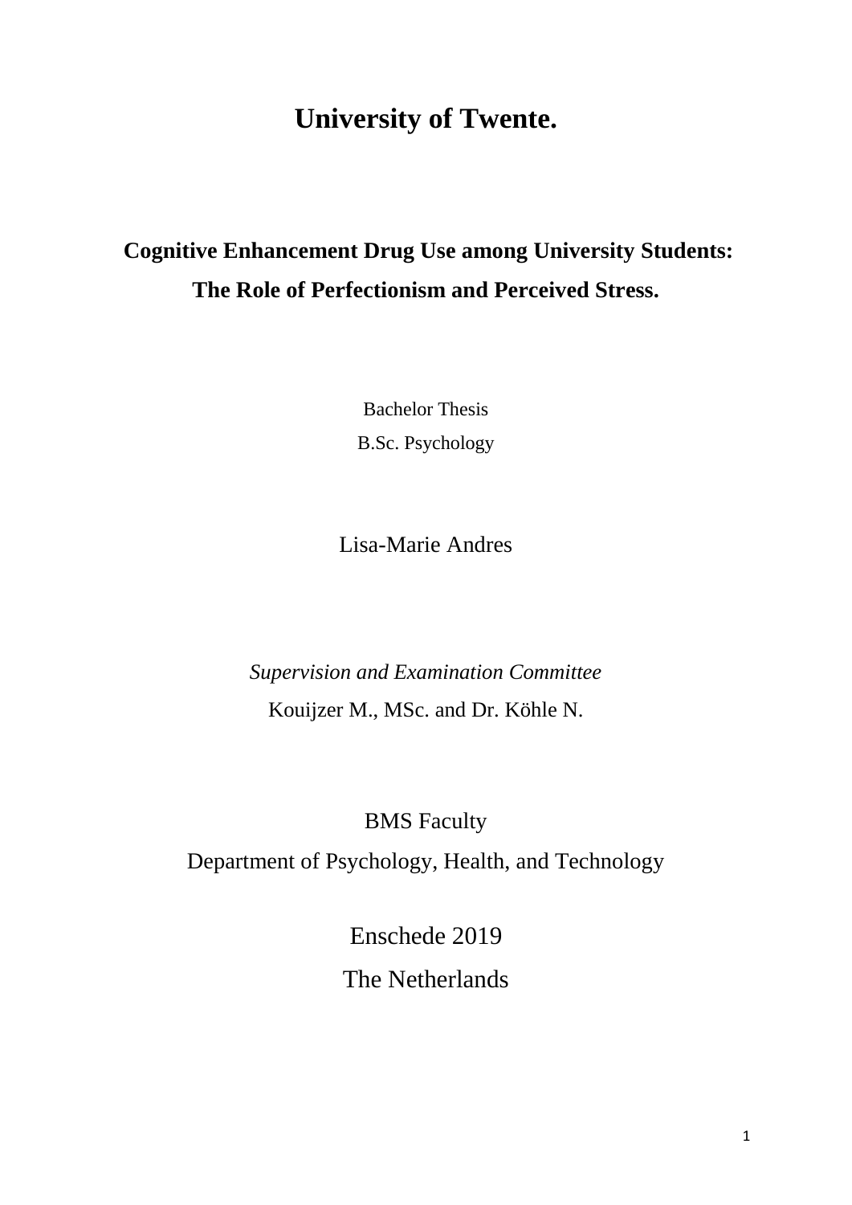# University of Twente.

## Cognitive Enhancement Drug Use among University Students: The Role of Perfectionism and Perceived Stress.

Bachelor Thesis

B.Sc. Psychology

Lisa-Marie Andres

*Supervision and Examination Committee*

Kouijzer M., MSc. and Dr. Köhle N.

BMS Faculty

Department of Psychology, Health, and Technology

Enschede 2019

The Netherlands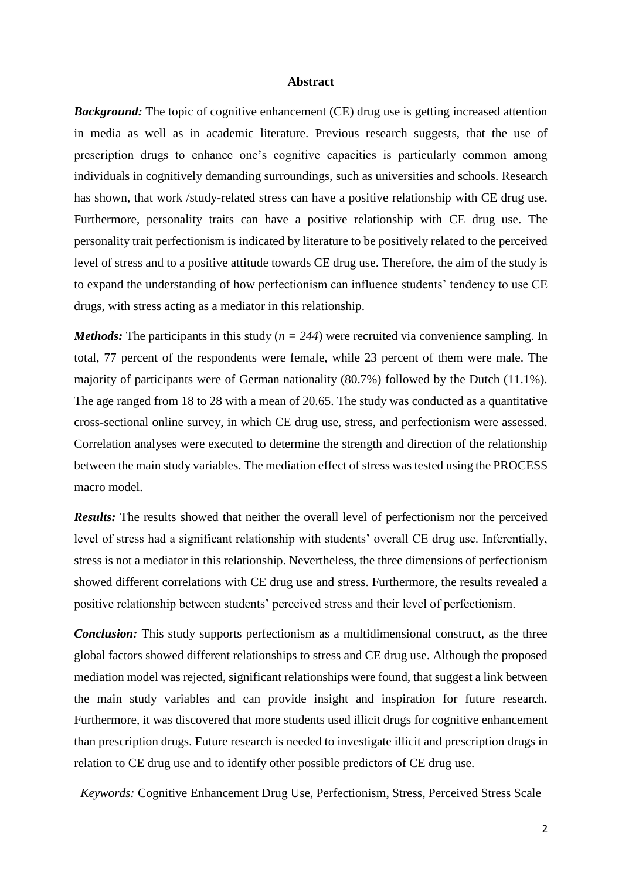# Abstract

***Background:*** The topic of cognitive enhancement (CE) drug use is getting increased attention in media as well as in academic literature. Previous research suggests, that the use of prescription drugs to enhance one's cognitive capacities is particularly common among individuals in cognitively demanding surroundings, such as universities and schools. Research has shown, that work /study-related stress can have a positive relationship with CE drug use. Furthermore, personality traits can have a positive relationship with CE drug use. The personality trait perfectionism is indicated by literature to be positively related to the perceived level of stress and to a positive attitude towards CE drug use. Therefore, the aim of the study is to expand the understanding of how perfectionism can influence students' tendency to use CE drugs, with stress acting as a mediator in this relationship.

***Methods:*** The participants in this study ($n = 244$) were recruited via convenience sampling. In total, 77 percent of the respondents were female, while 23 percent of them were male. The majority of participants were of German nationality (80.7%) followed by the Dutch (11.1%). The age ranged from 18 to 28 with a mean of 20.65. The study was conducted as a quantitative cross-sectional online survey, in which CE drug use, stress, and perfectionism were assessed. Correlation analyses were executed to determine the strength and direction of the relationship between the main study variables. The mediation effect of stress was tested using the PROCESS macro model.

***Results:*** The results showed that neither the overall level of perfectionism nor the perceived level of stress had a significant relationship with students' overall CE drug use. Inferentially, stress is not a mediator in this relationship. Nevertheless, the three dimensions of perfectionism showed different correlations with CE drug use and stress. Furthermore, the results revealed a positive relationship between students' perceived stress and their level of perfectionism.

***Conclusion:*** This study supports perfectionism as a multidimensional construct, as the three global factors showed different relationships to stress and CE drug use. Although the proposed mediation model was rejected, significant relationships were found, that suggest a link between the main study variables and can provide insight and inspiration for future research. Furthermore, it was discovered that more students used illicit drugs for cognitive enhancement than prescription drugs. Future research is needed to investigate illicit and prescription drugs in relation to CE drug use and to identify other possible predictors of CE drug use.

*Keywords:* Cognitive Enhancement Drug Use, Perfectionism, Stress, Perceived Stress Scale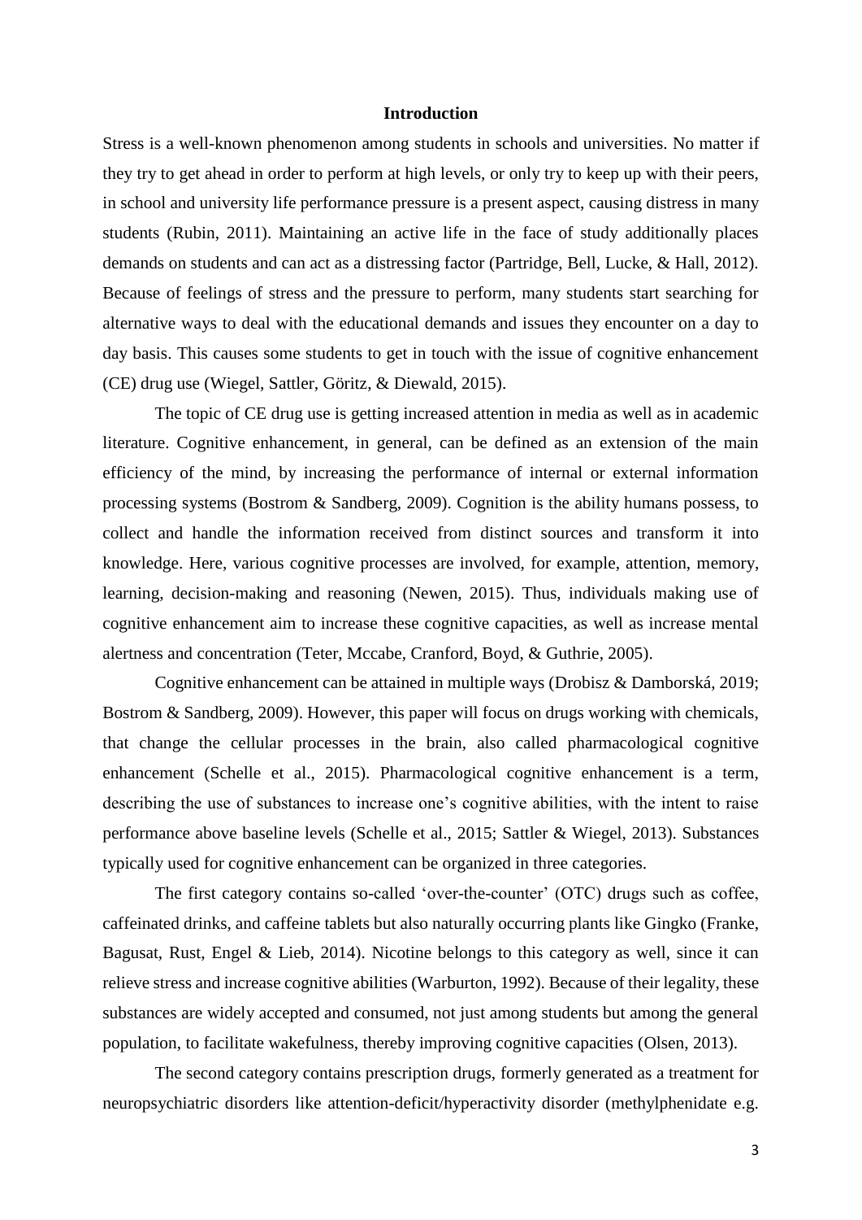## Introduction

Stress is a well-known phenomenon among students in schools and universities. No matter if they try to get ahead in order to perform at high levels, or only try to keep up with their peers, in school and university life performance pressure is a present aspect, causing distress in many students (Rubin, 2011). Maintaining an active life in the face of study additionally places demands on students and can act as a distressing factor (Partridge, Bell, Lucke, & Hall, 2012). Because of feelings of stress and the pressure to perform, many students start searching for alternative ways to deal with the educational demands and issues they encounter on a day to day basis. This causes some students to get in touch with the issue of cognitive enhancement (CE) drug use (Wiegel, Sattler, Göritz, & Diewald, 2015).

The topic of CE drug use is getting increased attention in media as well as in academic literature. Cognitive enhancement, in general, can be defined as an extension of the main efficiency of the mind, by increasing the performance of internal or external information processing systems (Bostrom & Sandberg, 2009). Cognition is the ability humans possess, to collect and handle the information received from distinct sources and transform it into knowledge. Here, various cognitive processes are involved, for example, attention, memory, learning, decision-making and reasoning (Newen, 2015). Thus, individuals making use of cognitive enhancement aim to increase these cognitive capacities, as well as increase mental alertness and concentration (Teter, Mccabe, Cranford, Boyd, & Guthrie, 2005).

Cognitive enhancement can be attained in multiple ways (Drobisz & Damborská, 2019; Bostrom & Sandberg, 2009). However, this paper will focus on drugs working with chemicals, that change the cellular processes in the brain, also called pharmacological cognitive enhancement (Schelle et al., 2015). Pharmacological cognitive enhancement is a term, describing the use of substances to increase one's cognitive abilities, with the intent to raise performance above baseline levels (Schelle et al., 2015; Sattler & Wiegel, 2013). Substances typically used for cognitive enhancement can be organized in three categories.

The first category contains so-called 'over-the-counter' (OTC) drugs such as coffee, caffeinated drinks, and caffeine tablets but also naturally occurring plants like Gingko (Franke, Bagusat, Rust, Engel & Lieb, 2014). Nicotine belongs to this category as well, since it can relieve stress and increase cognitive abilities (Warburton, 1992). Because of their legality, these substances are widely accepted and consumed, not just among students but among the general population, to facilitate wakefulness, thereby improving cognitive capacities (Olsen, 2013).

The second category contains prescription drugs, formerly generated as a treatment for neuropsychiatric disorders like attention-deficit/hyperactivity disorder (methylphenidate e.g.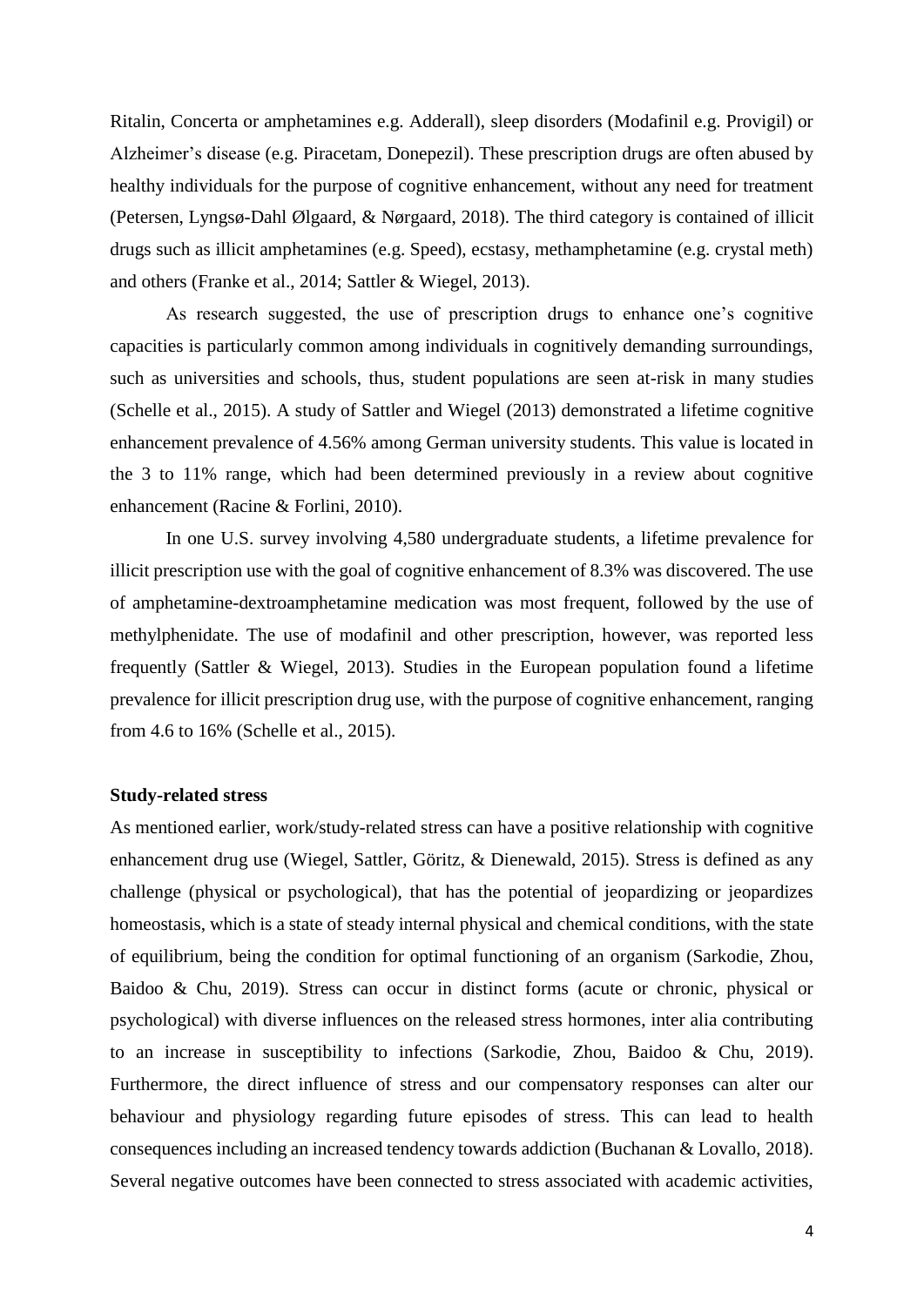Ritalin, Concerta or amphetamines e.g. Adderall), sleep disorders (Modafinil e.g. Provigil) or Alzheimer's disease (e.g. Piracetam, Donepezil). These prescription drugs are often abused by healthy individuals for the purpose of cognitive enhancement, without any need for treatment (Petersen, Lyngsø-Dahl Ølgaard, & Nørgaard, 2018). The third category is contained of illicit drugs such as illicit amphetamines (e.g. Speed), ecstasy, methamphetamine (e.g. crystal meth) and others (Franke et al., 2014; Sattler & Wiegel, 2013).

As research suggested, the use of prescription drugs to enhance one's cognitive capacities is particularly common among individuals in cognitively demanding surroundings, such as universities and schools, thus, student populations are seen at-risk in many studies (Schelle et al., 2015). A study of Sattler and Wiegel (2013) demonstrated a lifetime cognitive enhancement prevalence of 4.56% among German university students. This value is located in the 3 to 11% range, which had been determined previously in a review about cognitive enhancement (Racine & Forlini, 2010).

In one U.S. survey involving 4,580 undergraduate students, a lifetime prevalence for illicit prescription use with the goal of cognitive enhancement of 8.3% was discovered. The use of amphetamine-dextroamphetamine medication was most frequent, followed by the use of methylphenidate. The use of modafinil and other prescription, however, was reported less frequently (Sattler & Wiegel, 2013). Studies in the European population found a lifetime prevalence for illicit prescription drug use, with the purpose of cognitive enhancement, ranging from 4.6 to 16% (Schelle et al., 2015).

**Study-related stress**

As mentioned earlier, work/study-related stress can have a positive relationship with cognitive enhancement drug use (Wiegel, Sattler, Göritz, & Dienewald, 2015). Stress is defined as any challenge (physical or psychological), that has the potential of jeopardizing or jeopardizes homeostasis, which is a state of steady internal physical and chemical conditions, with the state of equilibrium, being the condition for optimal functioning of an organism (Sarkodie, Zhou, Baidoo & Chu, 2019). Stress can occur in distinct forms (acute or chronic, physical or psychological) with diverse influences on the released stress hormones, inter alia contributing to an increase in susceptibility to infections (Sarkodie, Zhou, Baidoo & Chu, 2019). Furthermore, the direct influence of stress and our compensatory responses can alter our behaviour and physiology regarding future episodes of stress. This can lead to health consequences including an increased tendency towards addiction (Buchanan & Lovallo, 2018). Several negative outcomes have been connected to stress associated with academic activities,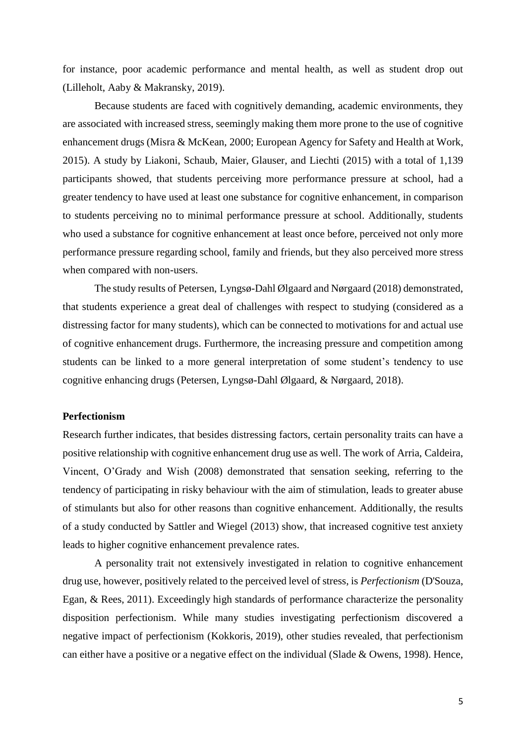for instance, poor academic performance and mental health, as well as student drop out (Lilleholt, Aaby & Makransky, 2019).

Because students are faced with cognitively demanding, academic environments, they are associated with increased stress, seemingly making them more prone to the use of cognitive enhancement drugs (Misra & McKean, 2000; European Agency for Safety and Health at Work, 2015). A study by Liakoni, Schaub, Maier, Glauser, and Liechti (2015) with a total of 1,139 participants showed, that students perceiving more performance pressure at school, had a greater tendency to have used at least one substance for cognitive enhancement, in comparison to students perceiving no to minimal performance pressure at school. Additionally, students who used a substance for cognitive enhancement at least once before, perceived not only more performance pressure regarding school, family and friends, but they also perceived more stress when compared with non-users.

The study results of Petersen, Lyngsø-Dahl Ølgaard and Nørgaard (2018) demonstrated, that students experience a great deal of challenges with respect to studying (considered as a distressing factor for many students), which can be connected to motivations for and actual use of cognitive enhancement drugs. Furthermore, the increasing pressure and competition among students can be linked to a more general interpretation of some student's tendency to use cognitive enhancing drugs (Petersen, Lyngsø-Dahl Ølgaard, & Nørgaard, 2018).

**Perfectionism**

Research further indicates, that besides distressing factors, certain personality traits can have a positive relationship with cognitive enhancement drug use as well. The work of Arria, Caldeira, Vincent, O'Grady and Wish (2008) demonstrated that sensation seeking, referring to the tendency of participating in risky behaviour with the aim of stimulation, leads to greater abuse of stimulants but also for other reasons than cognitive enhancement. Additionally, the results of a study conducted by Sattler and Wiegel (2013) show, that increased cognitive test anxiety leads to higher cognitive enhancement prevalence rates.

A personality trait not extensively investigated in relation to cognitive enhancement drug use, however, positively related to the perceived level of stress, is *Perfectionism* (D'Souza, Egan, & Rees, 2011). Exceedingly high standards of performance characterize the personality disposition perfectionism. While many studies investigating perfectionism discovered a negative impact of perfectionism (Kokkoris, 2019), other studies revealed, that perfectionism can either have a positive or a negative effect on the individual (Slade & Owens, 1998). Hence,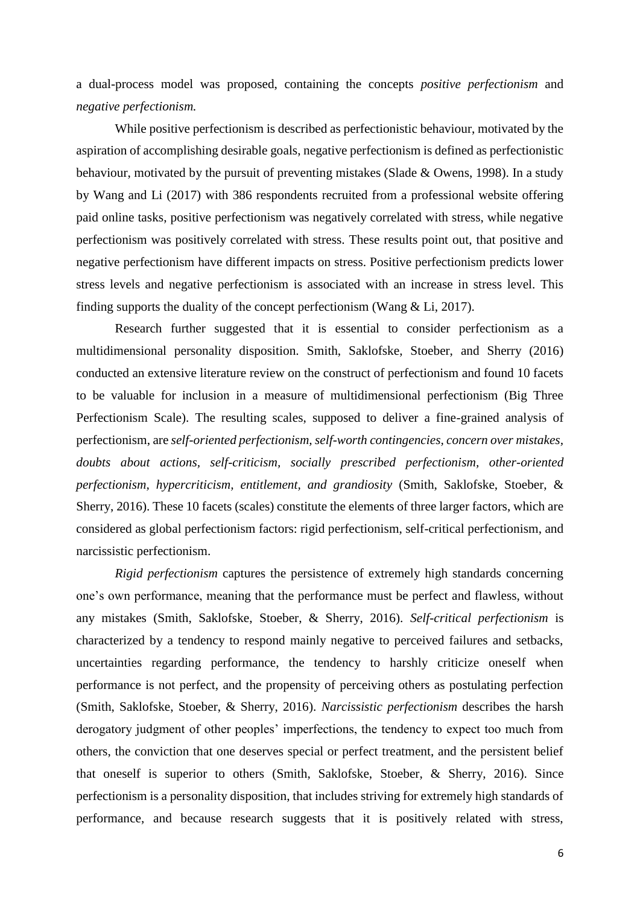a dual-process model was proposed, containing the concepts *positive perfectionism* and *negative perfectionism.*

While positive perfectionism is described as perfectionistic behaviour, motivated by the aspiration of accomplishing desirable goals, negative perfectionism is defined as perfectionistic behaviour, motivated by the pursuit of preventing mistakes (Slade & Owens, 1998). In a study by Wang and Li (2017) with 386 respondents recruited from a professional website offering paid online tasks, positive perfectionism was negatively correlated with stress, while negative perfectionism was positively correlated with stress. These results point out, that positive and negative perfectionism have different impacts on stress. Positive perfectionism predicts lower stress levels and negative perfectionism is associated with an increase in stress level. This finding supports the duality of the concept perfectionism (Wang & Li, 2017).

Research further suggested that it is essential to consider perfectionism as a multidimensional personality disposition. Smith, Saklofske, Stoeber, and Sherry (2016) conducted an extensive literature review on the construct of perfectionism and found 10 facets to be valuable for inclusion in a measure of multidimensional perfectionism (Big Three Perfectionism Scale). The resulting scales, supposed to deliver a fine-grained analysis of perfectionism, are *self-oriented perfectionism, self-worth contingencies, concern over mistakes, doubts about actions, self-criticism, socially prescribed perfectionism, other-oriented perfectionism, hypercriticism, entitlement, and grandiosity* (Smith, Saklofske, Stoeber, & Sherry, 2016). These 10 facets (scales) constitute the elements of three larger factors, which are considered as global perfectionism factors: rigid perfectionism, self-critical perfectionism, and narcissistic perfectionism.

*Rigid perfectionism* captures the persistence of extremely high standards concerning one's own performance, meaning that the performance must be perfect and flawless, without any mistakes (Smith, Saklofske, Stoeber, & Sherry, 2016). *Self-critical perfectionism* is characterized by a tendency to respond mainly negative to perceived failures and setbacks, uncertainties regarding performance, the tendency to harshly criticize oneself when performance is not perfect, and the propensity of perceiving others as postulating perfection (Smith, Saklofske, Stoeber, & Sherry, 2016). *Narcissistic perfectionism* describes the harsh derogatory judgment of other peoples' imperfections, the tendency to expect too much from others, the conviction that one deserves special or perfect treatment, and the persistent belief that oneself is superior to others (Smith, Saklofske, Stoeber, & Sherry, 2016). Since perfectionism is a personality disposition, that includes striving for extremely high standards of performance, and because research suggests that it is positively related with stress,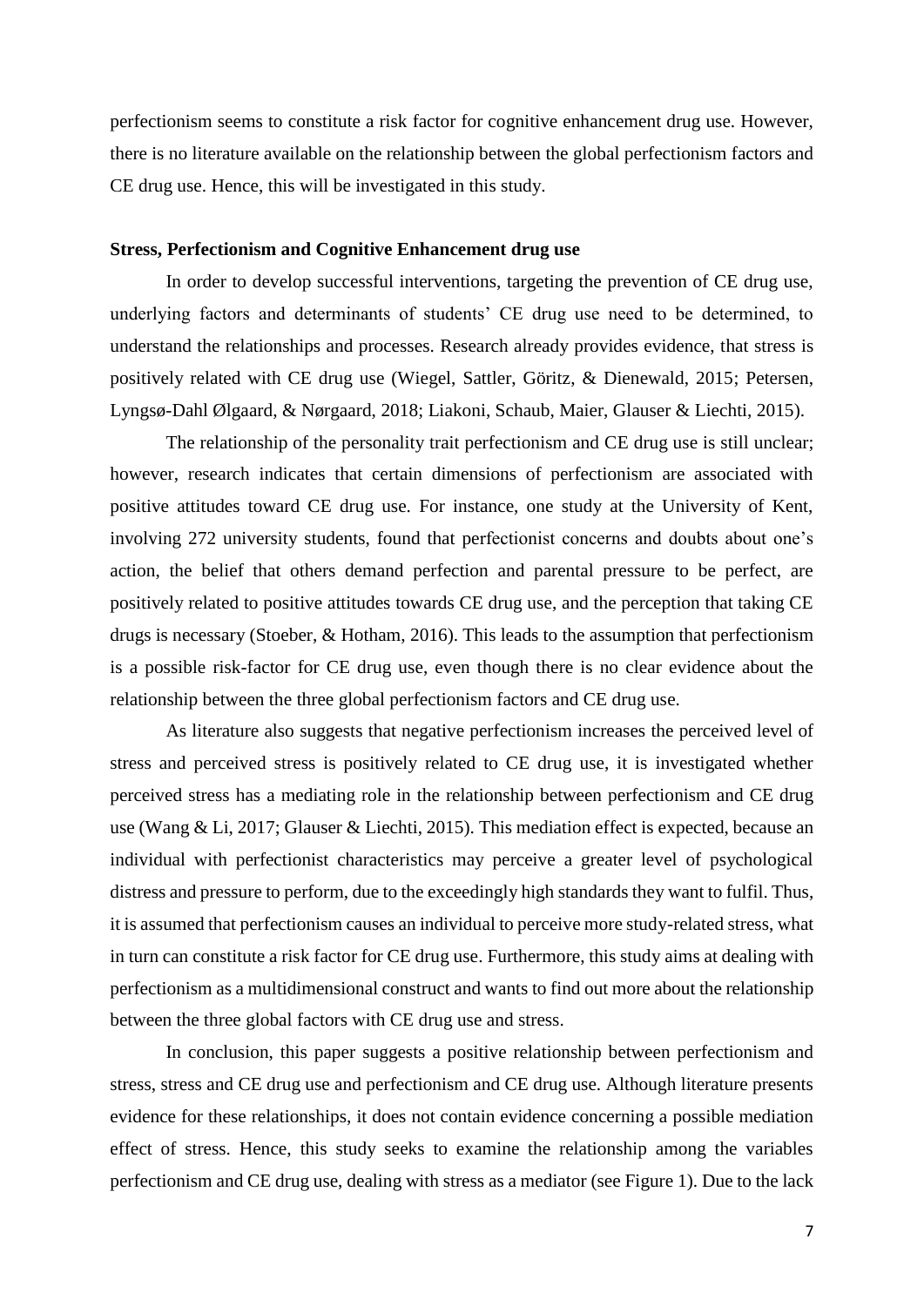perfectionism seems to constitute a risk factor for cognitive enhancement drug use. However, there is no literature available on the relationship between the global perfectionism factors and CE drug use. Hence, this will be investigated in this study.

**Stress, Perfectionism and Cognitive Enhancement drug use**

In order to develop successful interventions, targeting the prevention of CE drug use, underlying factors and determinants of students' CE drug use need to be determined, to understand the relationships and processes. Research already provides evidence, that stress is positively related with CE drug use (Wiegel, Sattler, Göritz, & Dienewald, 2015; Petersen, Lyngsø-Dahl Ølgaard, & Nørgaard, 2018; Liakoni, Schaub, Maier, Glauser & Liechti, 2015).

The relationship of the personality trait perfectionism and CE drug use is still unclear; however, research indicates that certain dimensions of perfectionism are associated with positive attitudes toward CE drug use. For instance, one study at the University of Kent, involving 272 university students, found that perfectionist concerns and doubts about one's action, the belief that others demand perfection and parental pressure to be perfect, are positively related to positive attitudes towards CE drug use, and the perception that taking CE drugs is necessary (Stoeber, & Hotham, 2016). This leads to the assumption that perfectionism is a possible risk-factor for CE drug use, even though there is no clear evidence about the relationship between the three global perfectionism factors and CE drug use.

As literature also suggests that negative perfectionism increases the perceived level of stress and perceived stress is positively related to CE drug use, it is investigated whether perceived stress has a mediating role in the relationship between perfectionism and CE drug use (Wang & Li, 2017; Glauser & Liechti, 2015). This mediation effect is expected, because an individual with perfectionist characteristics may perceive a greater level of psychological distress and pressure to perform, due to the exceedingly high standards they want to fulfil. Thus, it is assumed that perfectionism causes an individual to perceive more study-related stress, what in turn can constitute a risk factor for CE drug use. Furthermore, this study aims at dealing with perfectionism as a multidimensional construct and wants to find out more about the relationship between the three global factors with CE drug use and stress.

In conclusion, this paper suggests a positive relationship between perfectionism and stress, stress and CE drug use and perfectionism and CE drug use. Although literature presents evidence for these relationships, it does not contain evidence concerning a possible mediation effect of stress. Hence, this study seeks to examine the relationship among the variables perfectionism and CE drug use, dealing with stress as a mediator (see Figure 1). Due to the lack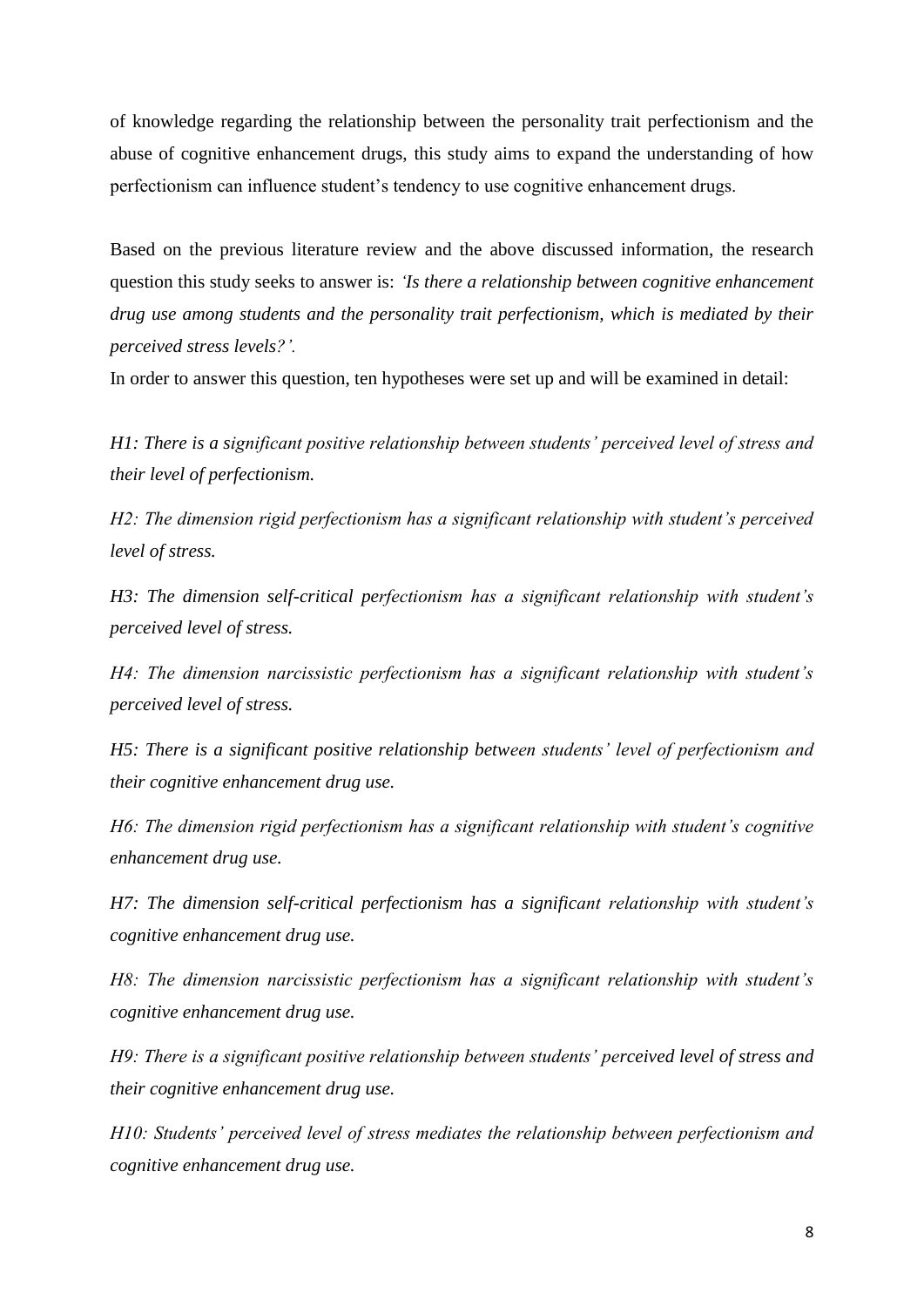of knowledge regarding the relationship between the personality trait perfectionism and the abuse of cognitive enhancement drugs, this study aims to expand the understanding of how perfectionism can influence student's tendency to use cognitive enhancement drugs.

Based on the previous literature review and the above discussed information, the research question this study seeks to answer is: *'Is there a relationship between cognitive enhancement drug use among students and the personality trait perfectionism, which is mediated by their perceived stress levels?'.*

In order to answer this question, ten hypotheses were set up and will be examined in detail:

*H1: There is a significant positive relationship between students' perceived level of stress and their level of perfectionism.*

*H2: The dimension rigid perfectionism has a significant relationship with student's perceived level of stress.*

*H3: The dimension self-critical perfectionism has a significant relationship with student's perceived level of stress.*

*H4: The dimension narcissistic perfectionism has a significant relationship with student's perceived level of stress.*

*H5: There is a significant positive relationship between students' level of perfectionism and their cognitive enhancement drug use.*

*H6: The dimension rigid perfectionism has a significant relationship with student's cognitive enhancement drug use.*

*H7: The dimension self-critical perfectionism has a significant relationship with student's cognitive enhancement drug use.*

*H8: The dimension narcissistic perfectionism has a significant relationship with student's cognitive enhancement drug use.*

*H9: There is a significant positive relationship between students' perceived level of stress and their cognitive enhancement drug use.*

*H10: Students' perceived level of stress mediates the relationship between perfectionism and cognitive enhancement drug use.*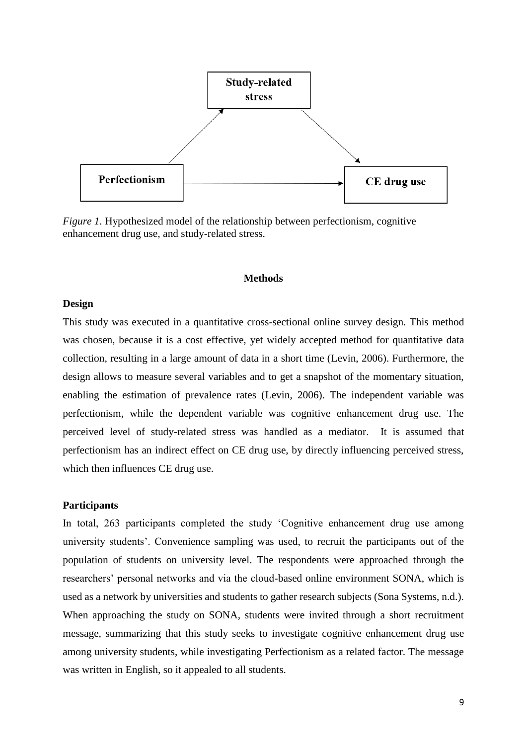Study-related stress

Perfectionism

CE drug use

*Figure 1.* Hypothesized model of the relationship between perfectionism, cognitive enhancement drug use, and study-related stress.

## Methods

### Design

This study was executed in a quantitative cross-sectional online survey design. This method was chosen, because it is a cost effective, yet widely accepted method for quantitative data collection, resulting in a large amount of data in a short time (Levin, 2006). Furthermore, the design allows to measure several variables and to get a snapshot of the momentary situation, enabling the estimation of prevalence rates (Levin, 2006). The independent variable was perfectionism, while the dependent variable was cognitive enhancement drug use. The perceived level of study-related stress was handled as a mediator. It is assumed that perfectionism has an indirect effect on CE drug use, by directly influencing perceived stress, which then influences CE drug use.

### Participants

In total, 263 participants completed the study 'Cognitive enhancement drug use among university students'. Convenience sampling was used, to recruit the participants out of the population of students on university level. The respondents were approached through the researchers' personal networks and via the cloud-based online environment SONA, which is used as a network by universities and students to gather research subjects (Sona Systems, n.d.). When approaching the study on SONA, students were invited through a short recruitment message, summarizing that this study seeks to investigate cognitive enhancement drug use among university students, while investigating Perfectionism as a related factor. The message was written in English, so it appealed to all students.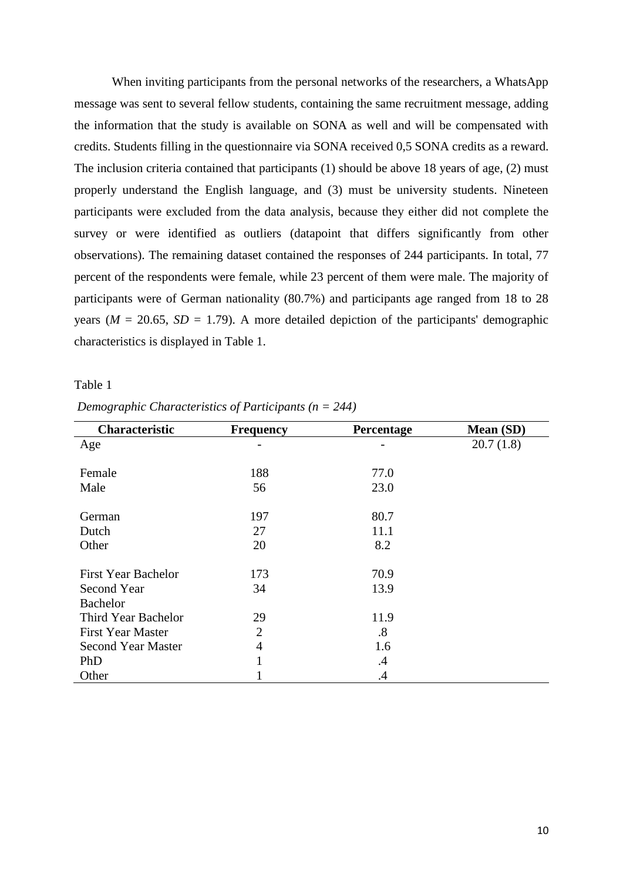When inviting participants from the personal networks of the researchers, a WhatsApp message was sent to several fellow students, containing the same recruitment message, adding the information that the study is available on SONA as well and will be compensated with credits. Students filling in the questionnaire via SONA received 0,5 SONA credits as a reward. The inclusion criteria contained that participants (1) should be above 18 years of age, (2) must properly understand the English language, and (3) must be university students. Nineteen participants were excluded from the data analysis, because they either did not complete the survey or were identified as outliers (datapoint that differs significantly from other observations). The remaining dataset contained the responses of 244 participants. In total, 77 percent of the respondents were female, while 23 percent of them were male. The majority of participants were of German nationality (80.7%) and participants age ranged from 18 to 28 years ($M$ = 20.65, $SD$ = 1.79). A more detailed depiction of the participants' demographic characteristics is displayed in Table 1.

Table 1

*Demographic Characteristics of Participants (n = 244)*

| Characteristic | Frequency | Percentage | Mean (SD) |
|---|---|---|---|
| Age | - | - | 20.7 (1.8) |
| | | | |
| Female | 188 | 77.0 | |
| Male | 56 | 23.0 | |
| | | | |
| German | 197 | 80.7 | |
| Dutch | 27 | 11.1 | |
| Other | 20 | 8.2 | |
| | | | |
| First Year Bachelor | 173 | 70.9 | |
| Second Year Bachelor | 34 | 13.9 | |
| Third Year Bachelor | 29 | 11.9 | |
| First Year Master | 2 | .8 | |
| Second Year Master | 4 | 1.6 | |
| PhD | 1 | .4 | |
| Other | 1 | .4 | |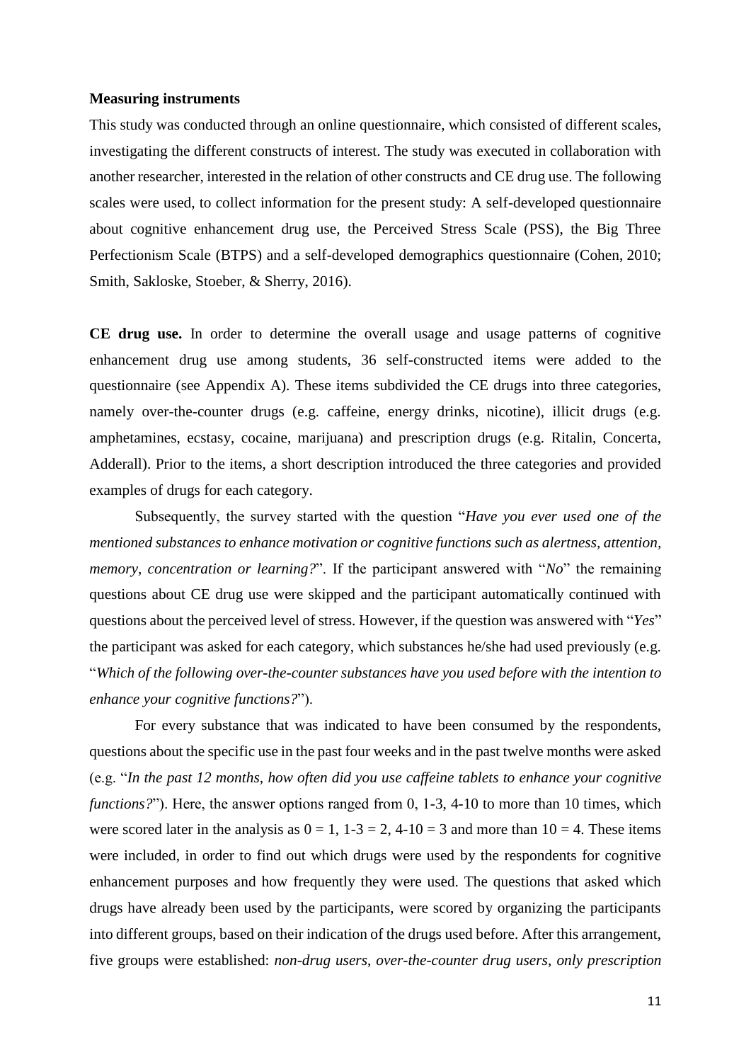**Measuring instruments**

This study was conducted through an online questionnaire, which consisted of different scales, investigating the different constructs of interest. The study was executed in collaboration with another researcher, interested in the relation of other constructs and CE drug use. The following scales were used, to collect information for the present study: A self-developed questionnaire about cognitive enhancement drug use, the Perceived Stress Scale (PSS), the Big Three Perfectionism Scale (BTPS) and a self-developed demographics questionnaire (Cohen, 2010; Smith, Sakloske, Stoeber, & Sherry, 2016).

**CE drug use.** In order to determine the overall usage and usage patterns of cognitive enhancement drug use among students, 36 self-constructed items were added to the questionnaire (see Appendix A). These items subdivided the CE drugs into three categories, namely over-the-counter drugs (e.g. caffeine, energy drinks, nicotine), illicit drugs (e.g. amphetamines, ecstasy, cocaine, marijuana) and prescription drugs (e.g. Ritalin, Concerta, Adderall). Prior to the items, a short description introduced the three categories and provided examples of drugs for each category.

Subsequently, the survey started with the question "*Have you ever used one of the mentioned substances to enhance motivation or cognitive functions such as alertness, attention, memory, concentration or learning?*". If the participant answered with "*No*" the remaining questions about CE drug use were skipped and the participant automatically continued with questions about the perceived level of stress. However, if the question was answered with "*Yes*" the participant was asked for each category, which substances he/she had used previously (e.g. "*Which of the following over-the-counter substances have you used before with the intention to enhance your cognitive functions?*").

For every substance that was indicated to have been consumed by the respondents, questions about the specific use in the past four weeks and in the past twelve months were asked (e.g. "*In the past 12 months, how often did you use caffeine tablets to enhance your cognitive functions?*"). Here, the answer options ranged from 0, 1-3, 4-10 to more than 10 times, which were scored later in the analysis as 0 = 1, 1-3 = 2, 4-10 = 3 and more than 10 = 4. These items were included, in order to find out which drugs were used by the respondents for cognitive enhancement purposes and how frequently they were used. The questions that asked which drugs have already been used by the participants, were scored by organizing the participants into different groups, based on their indication of the drugs used before. After this arrangement, five groups were established: *non-drug users*, *over-the-counter drug users*, *only prescription*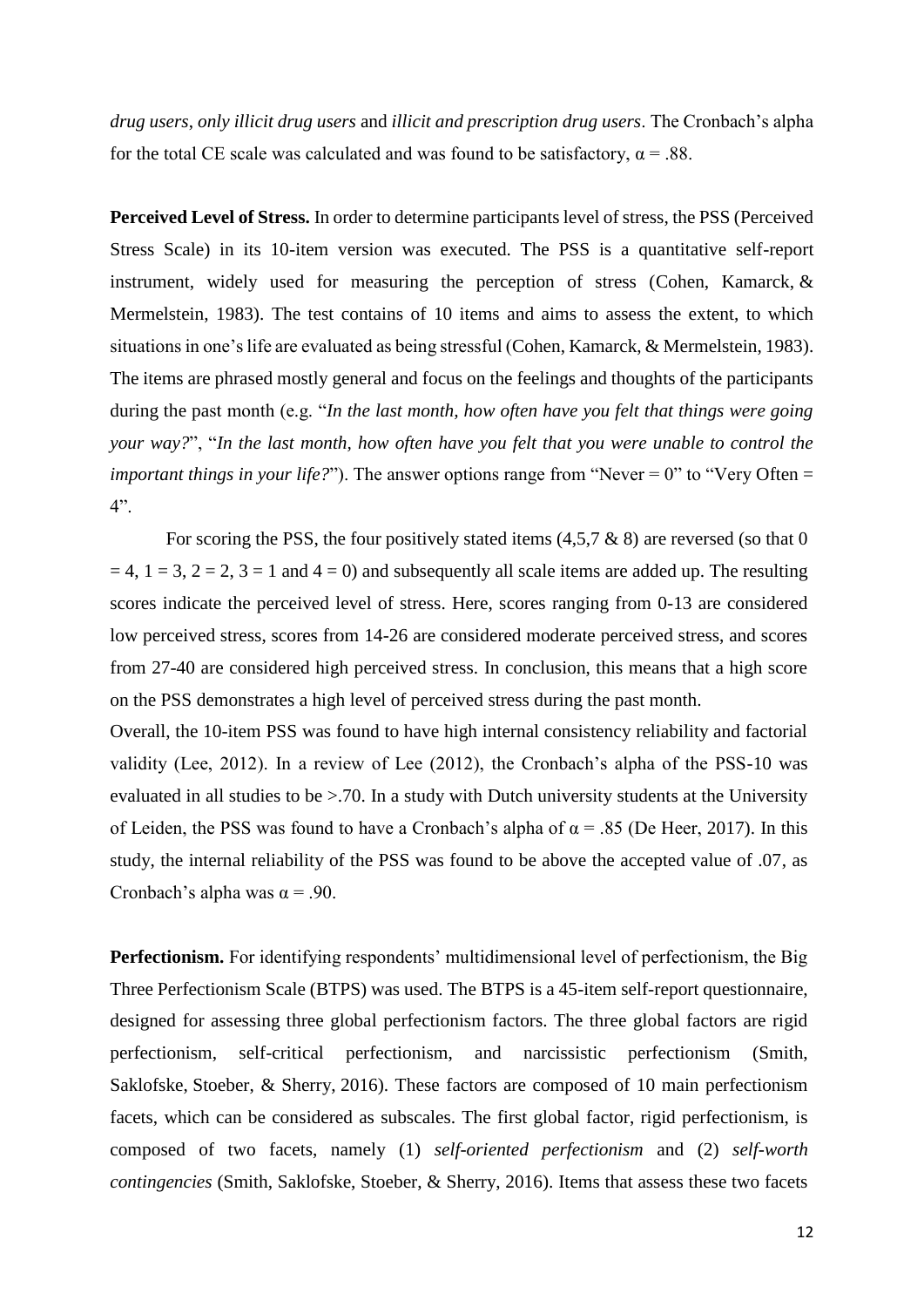*drug users*, *only illicit drug users* and *illicit and prescription drug users*. The Cronbach's alpha for the total CE scale was calculated and was found to be satisfactory, $\alpha = .88$.

**Perceived Level of Stress.** In order to determine participants level of stress, the PSS (Perceived Stress Scale) in its 10-item version was executed. The PSS is a quantitative self-report instrument, widely used for measuring the perception of stress (Cohen, Kamarck, & Mermelstein, 1983). The test contains of 10 items and aims to assess the extent, to which situations in one's life are evaluated as being stressful (Cohen, Kamarck, & Mermelstein, 1983). The items are phrased mostly general and focus on the feelings and thoughts of the participants during the past month (e.g. "*In the last month, how often have you felt that things were going your way?*", "*In the last month, how often have you felt that you were unable to control the important things in your life?*"). The answer options range from "Never = 0" to "Very Often = 4".

For scoring the PSS, the four positively stated items (4,5,7 & 8) are reversed (so that 0 = 4, 1 = 3, 2 = 2, 3 = 1 and 4 = 0) and subsequently all scale items are added up. The resulting scores indicate the perceived level of stress. Here, scores ranging from 0-13 are considered low perceived stress, scores from 14-26 are considered moderate perceived stress, and scores from 27-40 are considered high perceived stress. In conclusion, this means that a high score on the PSS demonstrates a high level of perceived stress during the past month.

Overall, the 10-item PSS was found to have high internal consistency reliability and factorial validity (Lee, 2012). In a review of Lee (2012), the Cronbach's alpha of the PSS-10 was evaluated in all studies to be >.70. In a study with Dutch university students at the University of Leiden, the PSS was found to have a Cronbach's alpha of $\alpha = .85$ (De Heer, 2017). In this study, the internal reliability of the PSS was found to be above the accepted value of .07, as Cronbach's alpha was $\alpha = .90$.

**Perfectionism.** For identifying respondents' multidimensional level of perfectionism, the Big Three Perfectionism Scale (BTPS) was used. The BTPS is a 45-item self-report questionnaire, designed for assessing three global perfectionism factors. The three global factors are rigid perfectionism, self-critical perfectionism, and narcissistic perfectionism (Smith, Saklofske, Stoeber, & Sherry, 2016). These factors are composed of 10 main perfectionism facets, which can be considered as subscales. The first global factor, rigid perfectionism, is composed of two facets, namely (1) *self-oriented perfectionism* and (2) *self-worth contingencies* (Smith, Saklofske, Stoeber, & Sherry, 2016). Items that assess these two facets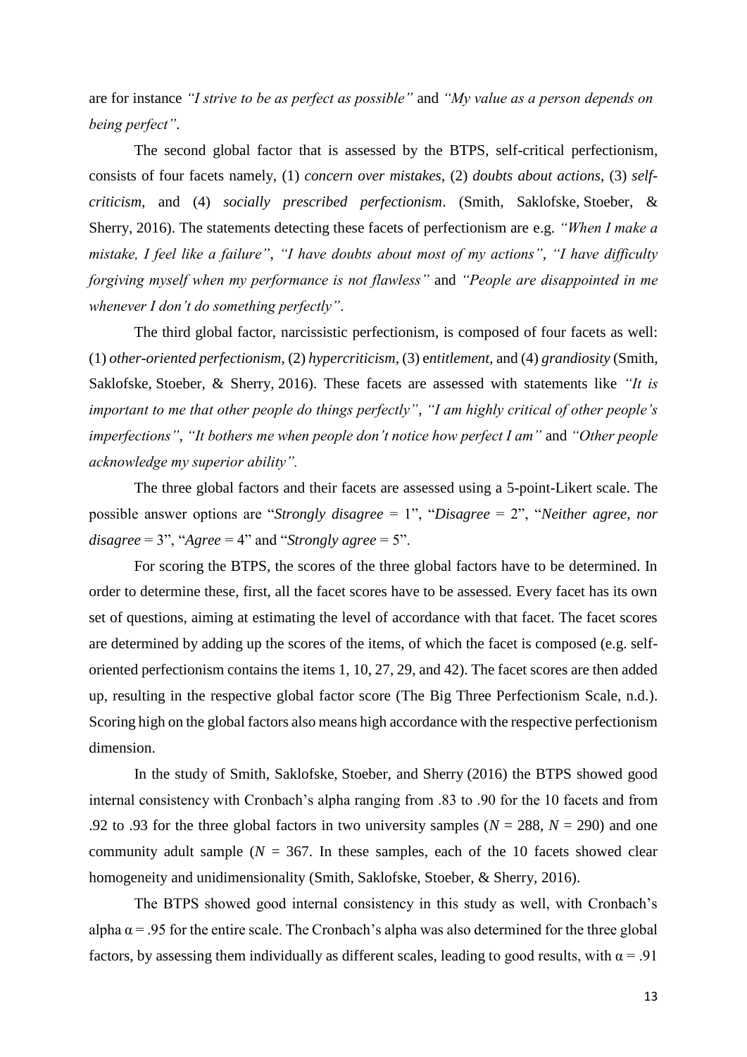are for instance *"I strive to be as perfect as possible"* and *"My value as a person depends on being perfect"*.

The second global factor that is assessed by the BTPS, self-critical perfectionism, consists of four facets namely, (1) *concern over mistakes*, (2) *doubts about actions*, (3) *self-criticism*, and (4) *socially prescribed perfectionism*. (Smith, Saklofske, Stoeber, & Sherry, 2016). The statements detecting these facets of perfectionism are e.g. *"When I make a mistake, I feel like a failure"*, *"I have doubts about most of my actions"*, *"I have difficulty forgiving myself when my performance is not flawless"* and *"People are disappointed in me whenever I don't do something perfectly"*.

The third global factor, narcissistic perfectionism, is composed of four facets as well: (1) *other-oriented perfectionism*, (2) *hypercriticism*, (3) e*ntitlement*, and (4) *grandiosity* (Smith, Saklofske, Stoeber, & Sherry, 2016). These facets are assessed with statements like *"It is important to me that other people do things perfectly"*, *"I am highly critical of other people's imperfections"*, *"It bothers me when people don't notice how perfect I am"* and *"Other people acknowledge my superior ability".*

The three global factors and their facets are assessed using a 5-point-Likert scale. The possible answer options are "*Strongly disagree* = 1", "*Disagree* = 2", "*Neither agree, nor disagree* = 3", "*Agree* = 4" and "*Strongly agree* = 5".

For scoring the BTPS, the scores of the three global factors have to be determined. In order to determine these, first, all the facet scores have to be assessed. Every facet has its own set of questions, aiming at estimating the level of accordance with that facet. The facet scores are determined by adding up the scores of the items, of which the facet is composed (e.g. self-oriented perfectionism contains the items 1, 10, 27, 29, and 42). The facet scores are then added up, resulting in the respective global factor score (The Big Three Perfectionism Scale, n.d.). Scoring high on the global factors also means high accordance with the respective perfectionism dimension.

In the study of Smith, Saklofske, Stoeber, and Sherry (2016) the BTPS showed good internal consistency with Cronbach's alpha ranging from .83 to .90 for the 10 facets and from .92 to .93 for the three global factors in two university samples ($N$ = 288, $N$ = 290) and one community adult sample ($N$ = 367. In these samples, each of the 10 facets showed clear homogeneity and unidimensionality (Smith, Saklofske, Stoeber, & Sherry, 2016).

The BTPS showed good internal consistency in this study as well, with Cronbach's alpha $\alpha$ = .95 for the entire scale. The Cronbach's alpha was also determined for the three global factors, by assessing them individually as different scales, leading to good results, with $\alpha$ = .91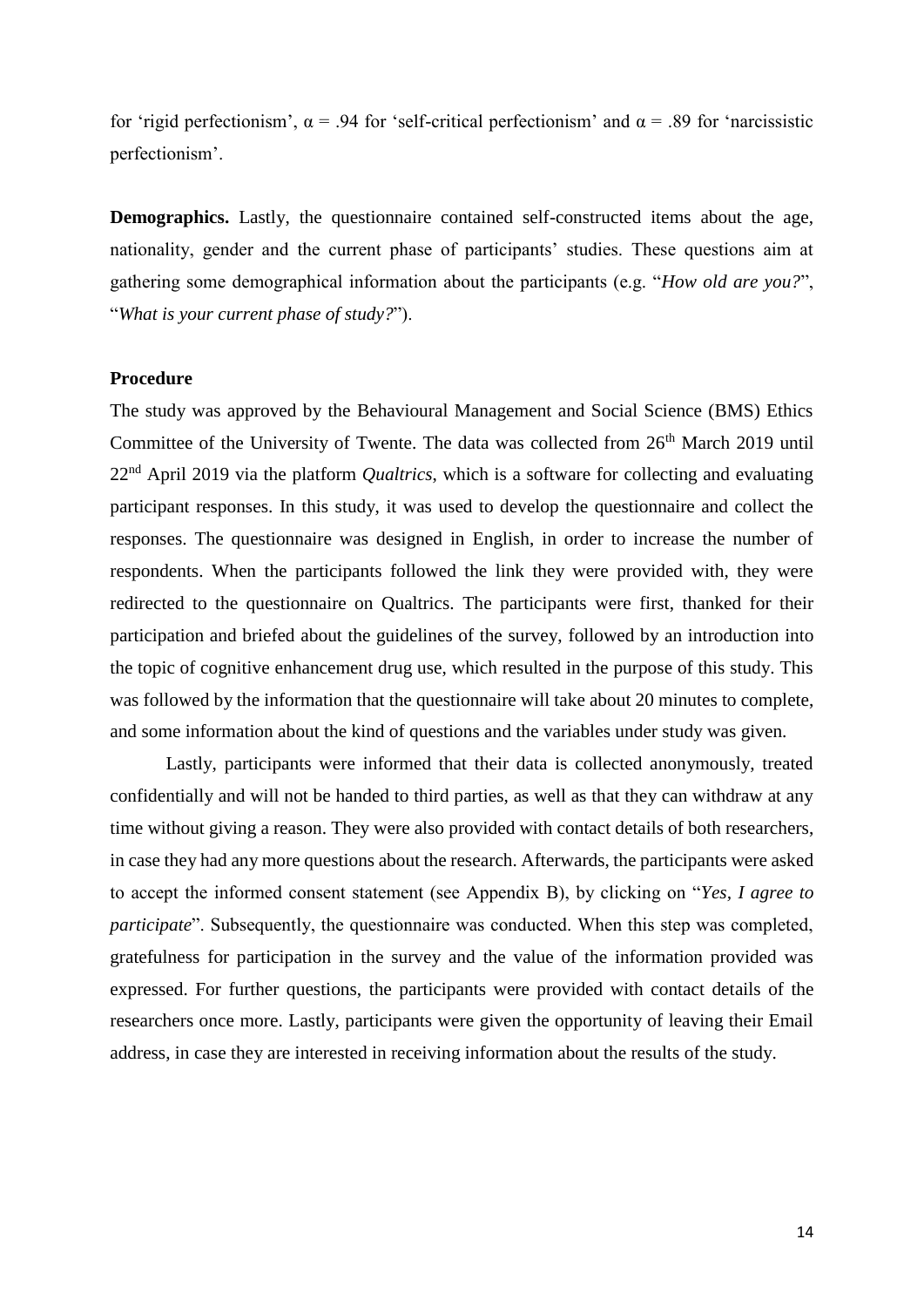for 'rigid perfectionism', $\alpha = .94$ for 'self-critical perfectionism' and $\alpha = .89$ for 'narcissistic perfectionism'.

**Demographics.** Lastly, the questionnaire contained self-constructed items about the age, nationality, gender and the current phase of participants' studies. These questions aim at gathering some demographical information about the participants (e.g. "*How old are you?*", "*What is your current phase of study?*").

### Procedure

The study was approved by the Behavioural Management and Social Science (BMS) Ethics Committee of the University of Twente. The data was collected from 26th March 2019 until 22nd April 2019 via the platform *Qualtrics*, which is a software for collecting and evaluating participant responses. In this study, it was used to develop the questionnaire and collect the responses. The questionnaire was designed in English, in order to increase the number of respondents. When the participants followed the link they were provided with, they were redirected to the questionnaire on Qualtrics. The participants were first, thanked for their participation and briefed about the guidelines of the survey, followed by an introduction into the topic of cognitive enhancement drug use, which resulted in the purpose of this study. This was followed by the information that the questionnaire will take about 20 minutes to complete, and some information about the kind of questions and the variables under study was given.

Lastly, participants were informed that their data is collected anonymously, treated confidentially and will not be handed to third parties, as well as that they can withdraw at any time without giving a reason. They were also provided with contact details of both researchers, in case they had any more questions about the research. Afterwards, the participants were asked to accept the informed consent statement (see Appendix B), by clicking on "*Yes, I agree to participate*". Subsequently, the questionnaire was conducted. When this step was completed, gratefulness for participation in the survey and the value of the information provided was expressed. For further questions, the participants were provided with contact details of the researchers once more. Lastly, participants were given the opportunity of leaving their Email address, in case they are interested in receiving information about the results of the study.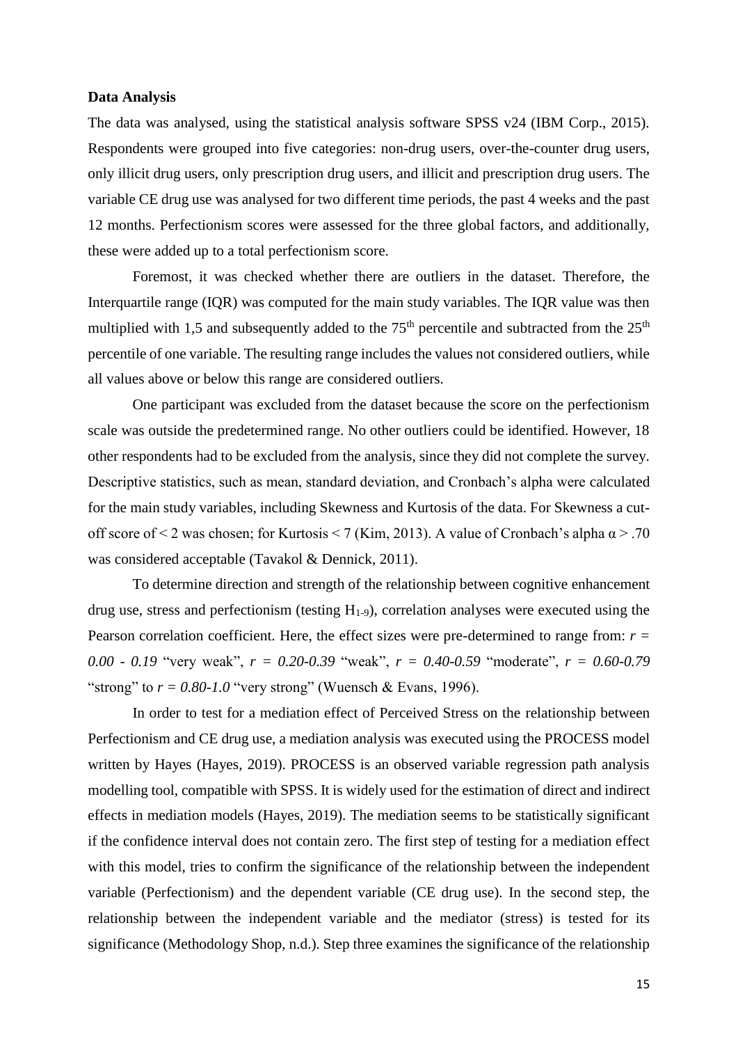**Data Analysis**

The data was analysed, using the statistical analysis software SPSS v24 (IBM Corp., 2015). Respondents were grouped into five categories: non-drug users, over-the-counter drug users, only illicit drug users, only prescription drug users, and illicit and prescription drug users. The variable CE drug use was analysed for two different time periods, the past 4 weeks and the past 12 months. Perfectionism scores were assessed for the three global factors, and additionally, these were added up to a total perfectionism score.

Foremost, it was checked whether there are outliers in the dataset. Therefore, the Interquartile range (IQR) was computed for the main study variables. The IQR value was then multiplied with 1,5 and subsequently added to the 75th percentile and subtracted from the 25th percentile of one variable. The resulting range includes the values not considered outliers, while all values above or below this range are considered outliers.

One participant was excluded from the dataset because the score on the perfectionism scale was outside the predetermined range. No other outliers could be identified. However, 18 other respondents had to be excluded from the analysis, since they did not complete the survey. Descriptive statistics, such as mean, standard deviation, and Cronbach's alpha were calculated for the main study variables, including Skewness and Kurtosis of the data. For Skewness a cut-off score of < 2 was chosen; for Kurtosis < 7 (Kim, 2013). A value of Cronbach's alpha $\alpha > .70$ was considered acceptable (Tavakol & Dennick, 2011).

To determine direction and strength of the relationship between cognitive enhancement drug use, stress and perfectionism (testing $H_{1\text{-}9}$), correlation analyses were executed using the Pearson correlation coefficient. Here, the effect sizes were pre-determined to range from: $r = 0.00 - 0.19$ "very weak", $r = 0.20\text{-}0.39$ "weak", $r = 0.40\text{-}0.59$ "moderate", $r = 0.60\text{-}0.79$ "strong" to $r = 0.80\text{-}1.0$ "very strong" (Wuensch & Evans, 1996).

In order to test for a mediation effect of Perceived Stress on the relationship between Perfectionism and CE drug use, a mediation analysis was executed using the PROCESS model written by Hayes (Hayes, 2019). PROCESS is an observed variable regression path analysis modelling tool, compatible with SPSS. It is widely used for the estimation of direct and indirect effects in mediation models (Hayes, 2019). The mediation seems to be statistically significant if the confidence interval does not contain zero. The first step of testing for a mediation effect with this model, tries to confirm the significance of the relationship between the independent variable (Perfectionism) and the dependent variable (CE drug use). In the second step, the relationship between the independent variable and the mediator (stress) is tested for its significance (Methodology Shop, n.d.). Step three examines the significance of the relationship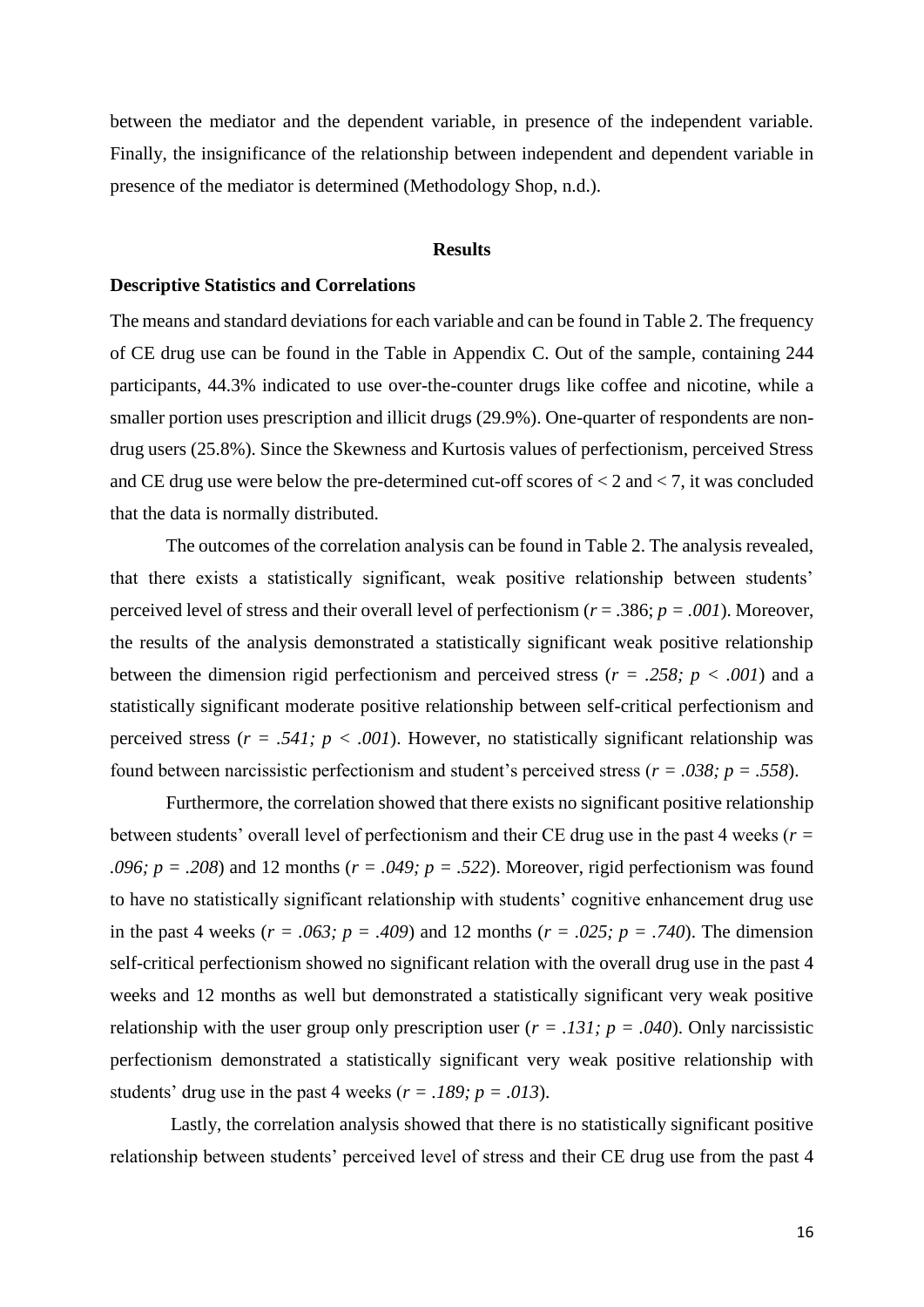between the mediator and the dependent variable, in presence of the independent variable. Finally, the insignificance of the relationship between independent and dependent variable in presence of the mediator is determined (Methodology Shop, n.d.).

## Results

### Descriptive Statistics and Correlations

The means and standard deviations for each variable and can be found in Table 2. The frequency of CE drug use can be found in the Table in Appendix C. Out of the sample, containing 244 participants, 44.3% indicated to use over-the-counter drugs like coffee and nicotine, while a smaller portion uses prescription and illicit drugs (29.9%). One-quarter of respondents are non-drug users (25.8%). Since the Skewness and Kurtosis values of perfectionism, perceived Stress and CE drug use were below the pre-determined cut-off scores of $< 2$ and $< 7$, it was concluded that the data is normally distributed.

The outcomes of the correlation analysis can be found in Table 2. The analysis revealed, that there exists a statistically significant, weak positive relationship between students' perceived level of stress and their overall level of perfectionism ($r = .386$; $p = .001$). Moreover, the results of the analysis demonstrated a statistically significant weak positive relationship between the dimension rigid perfectionism and perceived stress ($r = .258$; $p < .001$) and a statistically significant moderate positive relationship between self-critical perfectionism and perceived stress ($r = .541$; $p < .001$). However, no statistically significant relationship was found between narcissistic perfectionism and student's perceived stress ($r = .038$; $p = .558$).

Furthermore, the correlation showed that there exists no significant positive relationship between students' overall level of perfectionism and their CE drug use in the past 4 weeks ($r = .096$; $p = .208$) and 12 months ($r = .049$; $p = .522$). Moreover, rigid perfectionism was found to have no statistically significant relationship with students' cognitive enhancement drug use in the past 4 weeks ($r = .063$; $p = .409$) and 12 months ($r = .025$; $p = .740$). The dimension self-critical perfectionism showed no significant relation with the overall drug use in the past 4 weeks and 12 months as well but demonstrated a statistically significant very weak positive relationship with the user group only prescription user ($r = .131$; $p = .040$). Only narcissistic perfectionism demonstrated a statistically significant very weak positive relationship with students' drug use in the past 4 weeks ($r = .189$; $p = .013$).

Lastly, the correlation analysis showed that there is no statistically significant positive relationship between students' perceived level of stress and their CE drug use from the past 4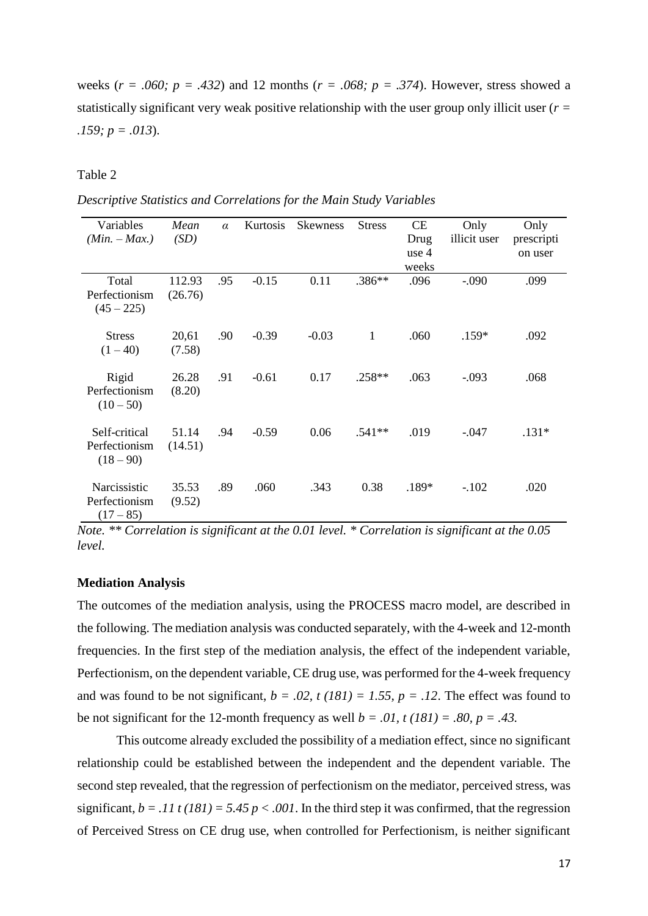weeks (*r = .060; p = .432*) and 12 months (*r = .068; p = .374*). However, stress showed a statistically significant very weak positive relationship with the user group only illicit user (*r = .159; p = .013*).

Table 2

*Descriptive Statistics and Correlations for the Main Study Variables*

| Variables *(Min. – Max.)* | *Mean (SD)* | *α* | Kurtosis | Skewness | Stress | CE Drug use 4 weeks | Only illicit user | Only prescription user |
|---|---|---|---|---|---|---|---|---|
| Total Perfectionism (45 – 225) | 112.93 (26.76) | .95 | -0.15 | 0.11 | .386** | .096 | -.090 | .099 |
| Stress (1 – 40) | 20,61 (7.58) | .90 | -0.39 | -0.03 | 1 | .060 | .159* | .092 |
| Rigid Perfectionism (10 – 50) | 26.28 (8.20) | .91 | -0.61 | 0.17 | .258** | .063 | -.093 | .068 |
| Self-critical Perfectionism (18 – 90) | 51.14 (14.51) | .94 | -0.59 | 0.06 | .541** | .019 | -.047 | .131* |
| Narcissistic Perfectionism (17 – 85) | 35.53 (9.52) | .89 | .060 | .343 | 0.38 | .189* | -.102 | .020 |

*Note. ** Correlation is significant at the 0.01 level. * Correlation is significant at the 0.05 level.*

**Mediation Analysis**

The outcomes of the mediation analysis, using the PROCESS macro model, are described in the following. The mediation analysis was conducted separately, with the 4-week and 12-month frequencies. In the first step of the mediation analysis, the effect of the independent variable, Perfectionism, on the dependent variable, CE drug use, was performed for the 4-week frequency and was found to be not significant, $b = .02$, $t\,(181) = 1.55$, $p = .12$. The effect was found to be not significant for the 12-month frequency as well $b = .01$, $t\,(181) = .80$, $p = .43$.

This outcome already excluded the possibility of a mediation effect, since no significant relationship could be established between the independent and the dependent variable. The second step revealed, that the regression of perfectionism on the mediator, perceived stress, was significant, $b = .11$ $t\,(181) = 5.45$ $p < .001$. In the third step it was confirmed, that the regression of Perceived Stress on CE drug use, when controlled for Perfectionism, is neither significant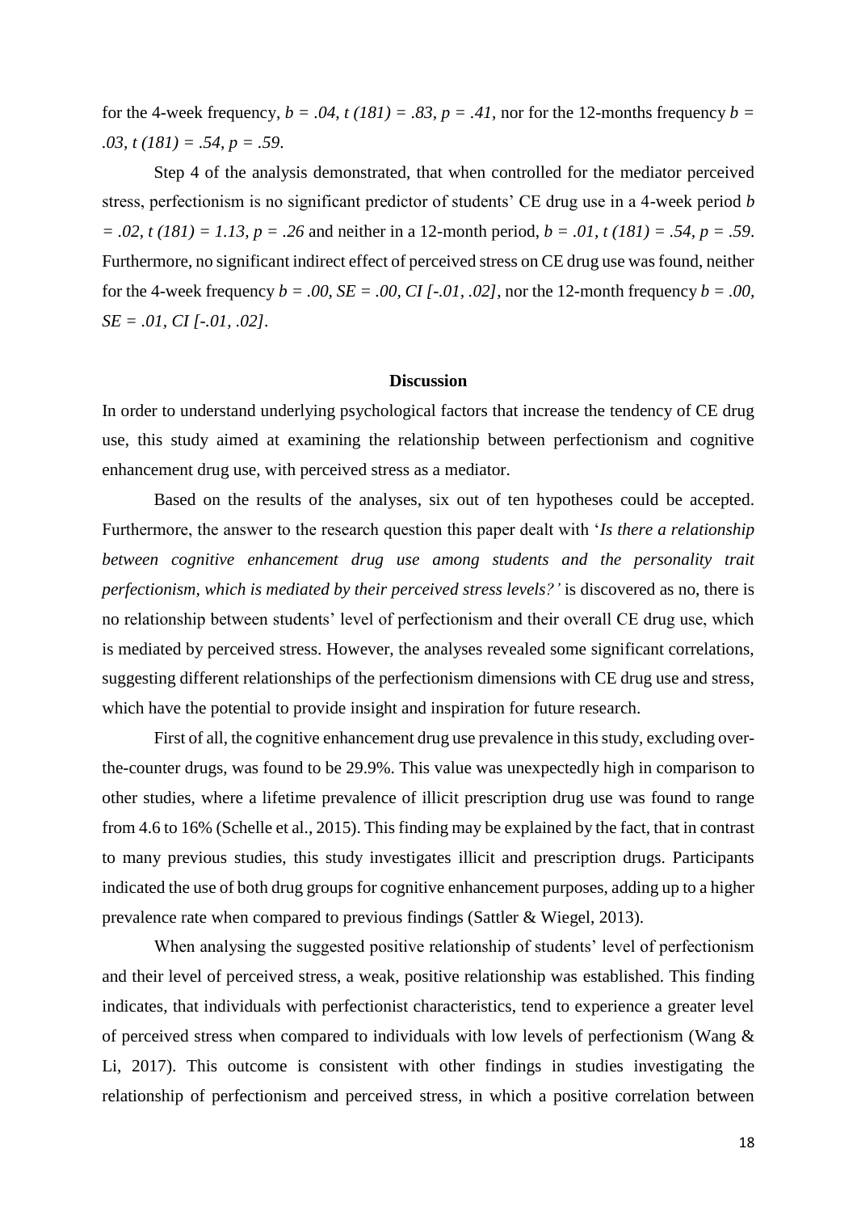for the 4-week frequency, $b = .04$, $t\ (181) = .83$, $p = .41$, nor for the 12-months frequency $b = .03$, $t\ (181) = .54$, $p = .59$.

Step 4 of the analysis demonstrated, that when controlled for the mediator perceived stress, perfectionism is no significant predictor of students' CE drug use in a 4-week period $b = .02$, $t\ (181) = 1.13$, $p = .26$ and neither in a 12-month period, $b = .01$, $t\ (181) = .54$, $p = .59$. Furthermore, no significant indirect effect of perceived stress on CE drug use was found, neither for the 4-week frequency $b = .00$, $SE = .00$, $CI\ [-.01, .02]$, nor the 12-month frequency $b = .00$, $SE = .01$, $CI\ [-.01, .02]$.

## Discussion

In order to understand underlying psychological factors that increase the tendency of CE drug use, this study aimed at examining the relationship between perfectionism and cognitive enhancement drug use, with perceived stress as a mediator.

Based on the results of the analyses, six out of ten hypotheses could be accepted. Furthermore, the answer to the research question this paper dealt with '*Is there a relationship between cognitive enhancement drug use among students and the personality trait perfectionism, which is mediated by their perceived stress levels?'* is discovered as no, there is no relationship between students' level of perfectionism and their overall CE drug use, which is mediated by perceived stress. However, the analyses revealed some significant correlations, suggesting different relationships of the perfectionism dimensions with CE drug use and stress, which have the potential to provide insight and inspiration for future research.

First of all, the cognitive enhancement drug use prevalence in this study, excluding over-the-counter drugs, was found to be 29.9%. This value was unexpectedly high in comparison to other studies, where a lifetime prevalence of illicit prescription drug use was found to range from 4.6 to 16% (Schelle et al., 2015). This finding may be explained by the fact, that in contrast to many previous studies, this study investigates illicit and prescription drugs. Participants indicated the use of both drug groups for cognitive enhancement purposes, adding up to a higher prevalence rate when compared to previous findings (Sattler & Wiegel, 2013).

When analysing the suggested positive relationship of students' level of perfectionism and their level of perceived stress, a weak, positive relationship was established. This finding indicates, that individuals with perfectionist characteristics, tend to experience a greater level of perceived stress when compared to individuals with low levels of perfectionism (Wang & Li, 2017). This outcome is consistent with other findings in studies investigating the relationship of perfectionism and perceived stress, in which a positive correlation between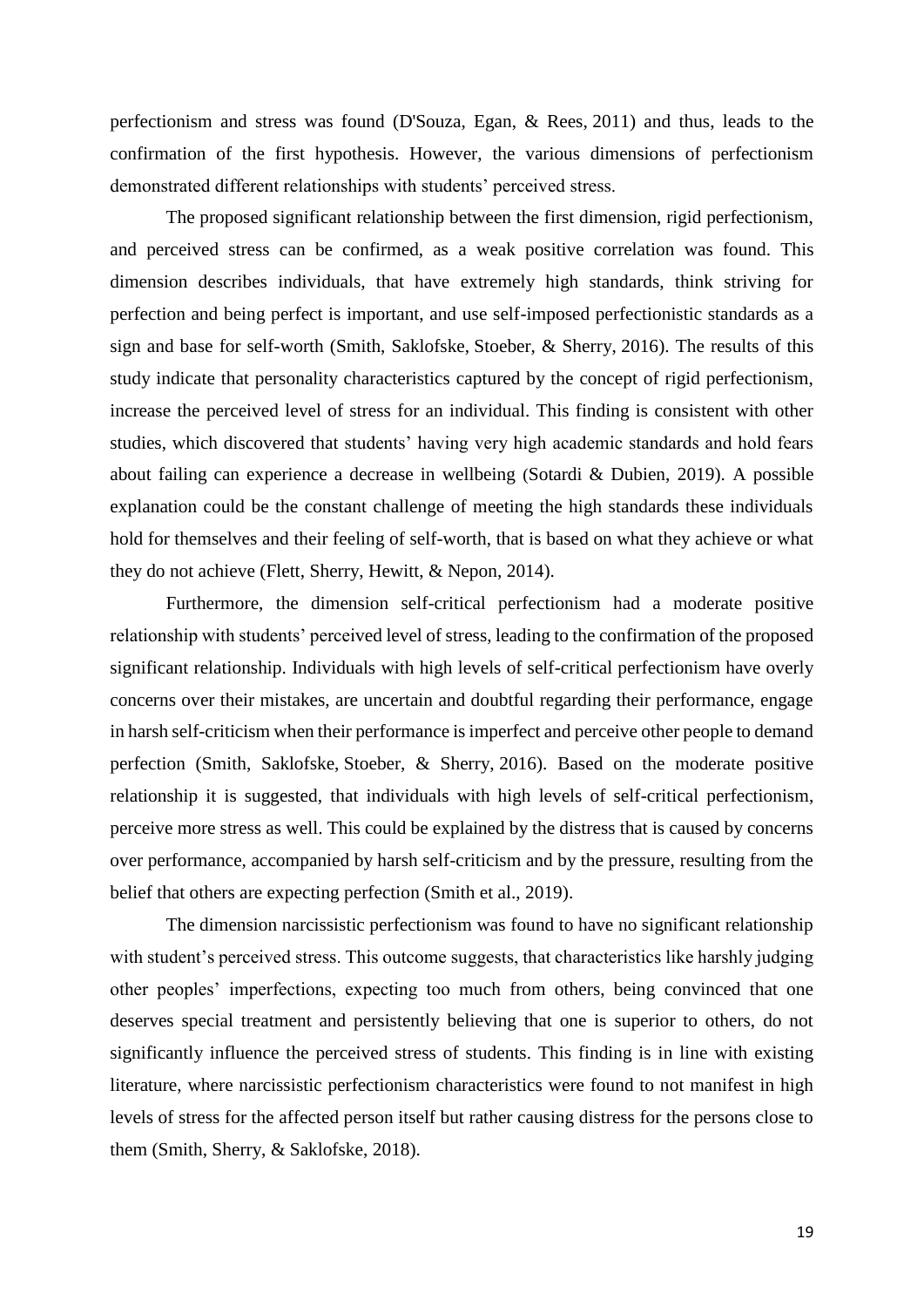perfectionism and stress was found (D'Souza, Egan, & Rees, 2011) and thus, leads to the confirmation of the first hypothesis. However, the various dimensions of perfectionism demonstrated different relationships with students' perceived stress.

The proposed significant relationship between the first dimension, rigid perfectionism, and perceived stress can be confirmed, as a weak positive correlation was found. This dimension describes individuals, that have extremely high standards, think striving for perfection and being perfect is important, and use self-imposed perfectionistic standards as a sign and base for self-worth (Smith, Saklofske, Stoeber, & Sherry, 2016). The results of this study indicate that personality characteristics captured by the concept of rigid perfectionism, increase the perceived level of stress for an individual. This finding is consistent with other studies, which discovered that students' having very high academic standards and hold fears about failing can experience a decrease in wellbeing (Sotardi & Dubien, 2019). A possible explanation could be the constant challenge of meeting the high standards these individuals hold for themselves and their feeling of self-worth, that is based on what they achieve or what they do not achieve (Flett, Sherry, Hewitt, & Nepon, 2014).

Furthermore, the dimension self-critical perfectionism had a moderate positive relationship with students' perceived level of stress, leading to the confirmation of the proposed significant relationship. Individuals with high levels of self-critical perfectionism have overly concerns over their mistakes, are uncertain and doubtful regarding their performance, engage in harsh self-criticism when their performance is imperfect and perceive other people to demand perfection (Smith, Saklofske, Stoeber, & Sherry, 2016). Based on the moderate positive relationship it is suggested, that individuals with high levels of self-critical perfectionism, perceive more stress as well. This could be explained by the distress that is caused by concerns over performance, accompanied by harsh self-criticism and by the pressure, resulting from the belief that others are expecting perfection (Smith et al., 2019).

The dimension narcissistic perfectionism was found to have no significant relationship with student's perceived stress. This outcome suggests, that characteristics like harshly judging other peoples' imperfections, expecting too much from others, being convinced that one deserves special treatment and persistently believing that one is superior to others, do not significantly influence the perceived stress of students. This finding is in line with existing literature, where narcissistic perfectionism characteristics were found to not manifest in high levels of stress for the affected person itself but rather causing distress for the persons close to them (Smith, Sherry, & Saklofske, 2018).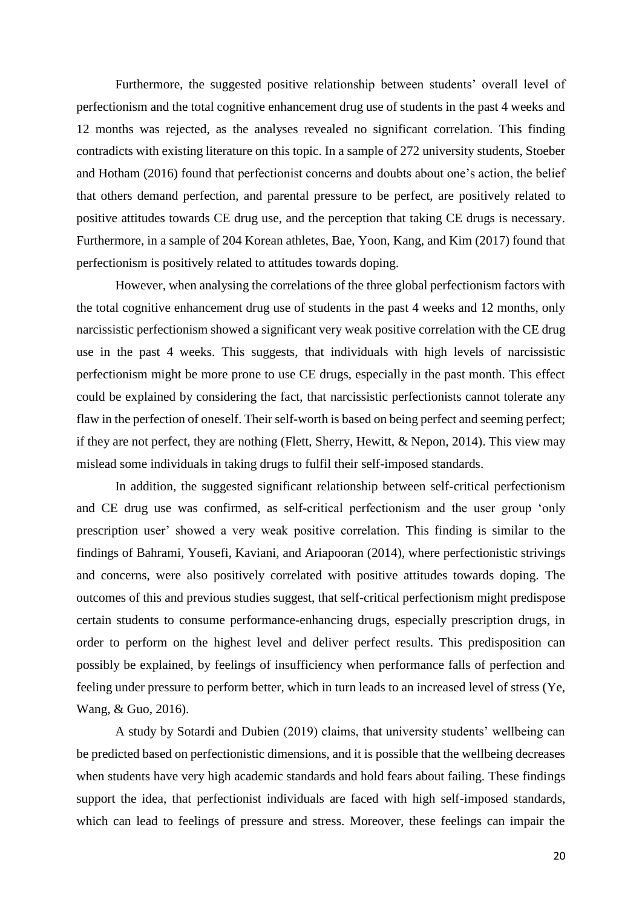Furthermore, the suggested positive relationship between students' overall level of perfectionism and the total cognitive enhancement drug use of students in the past 4 weeks and 12 months was rejected, as the analyses revealed no significant correlation. This finding contradicts with existing literature on this topic. In a sample of 272 university students, Stoeber and Hotham (2016) found that perfectionist concerns and doubts about one's action, the belief that others demand perfection, and parental pressure to be perfect, are positively related to positive attitudes towards CE drug use, and the perception that taking CE drugs is necessary. Furthermore, in a sample of 204 Korean athletes, Bae, Yoon, Kang, and Kim (2017) found that perfectionism is positively related to attitudes towards doping.

However, when analysing the correlations of the three global perfectionism factors with the total cognitive enhancement drug use of students in the past 4 weeks and 12 months, only narcissistic perfectionism showed a significant very weak positive correlation with the CE drug use in the past 4 weeks. This suggests, that individuals with high levels of narcissistic perfectionism might be more prone to use CE drugs, especially in the past month. This effect could be explained by considering the fact, that narcissistic perfectionists cannot tolerate any flaw in the perfection of oneself. Their self-worth is based on being perfect and seeming perfect; if they are not perfect, they are nothing (Flett, Sherry, Hewitt, & Nepon, 2014). This view may mislead some individuals in taking drugs to fulfil their self-imposed standards.

In addition, the suggested significant relationship between self-critical perfectionism and CE drug use was confirmed, as self-critical perfectionism and the user group 'only prescription user' showed a very weak positive correlation. This finding is similar to the findings of Bahrami, Yousefi, Kaviani, and Ariapooran (2014), where perfectionistic strivings and concerns, were also positively correlated with positive attitudes towards doping. The outcomes of this and previous studies suggest, that self-critical perfectionism might predispose certain students to consume performance-enhancing drugs, especially prescription drugs, in order to perform on the highest level and deliver perfect results. This predisposition can possibly be explained, by feelings of insufficiency when performance falls of perfection and feeling under pressure to perform better, which in turn leads to an increased level of stress (Ye, Wang, & Guo, 2016).

A study by Sotardi and Dubien (2019) claims, that university students' wellbeing can be predicted based on perfectionistic dimensions, and it is possible that the wellbeing decreases when students have very high academic standards and hold fears about failing. These findings support the idea, that perfectionist individuals are faced with high self-imposed standards, which can lead to feelings of pressure and stress. Moreover, these feelings can impair the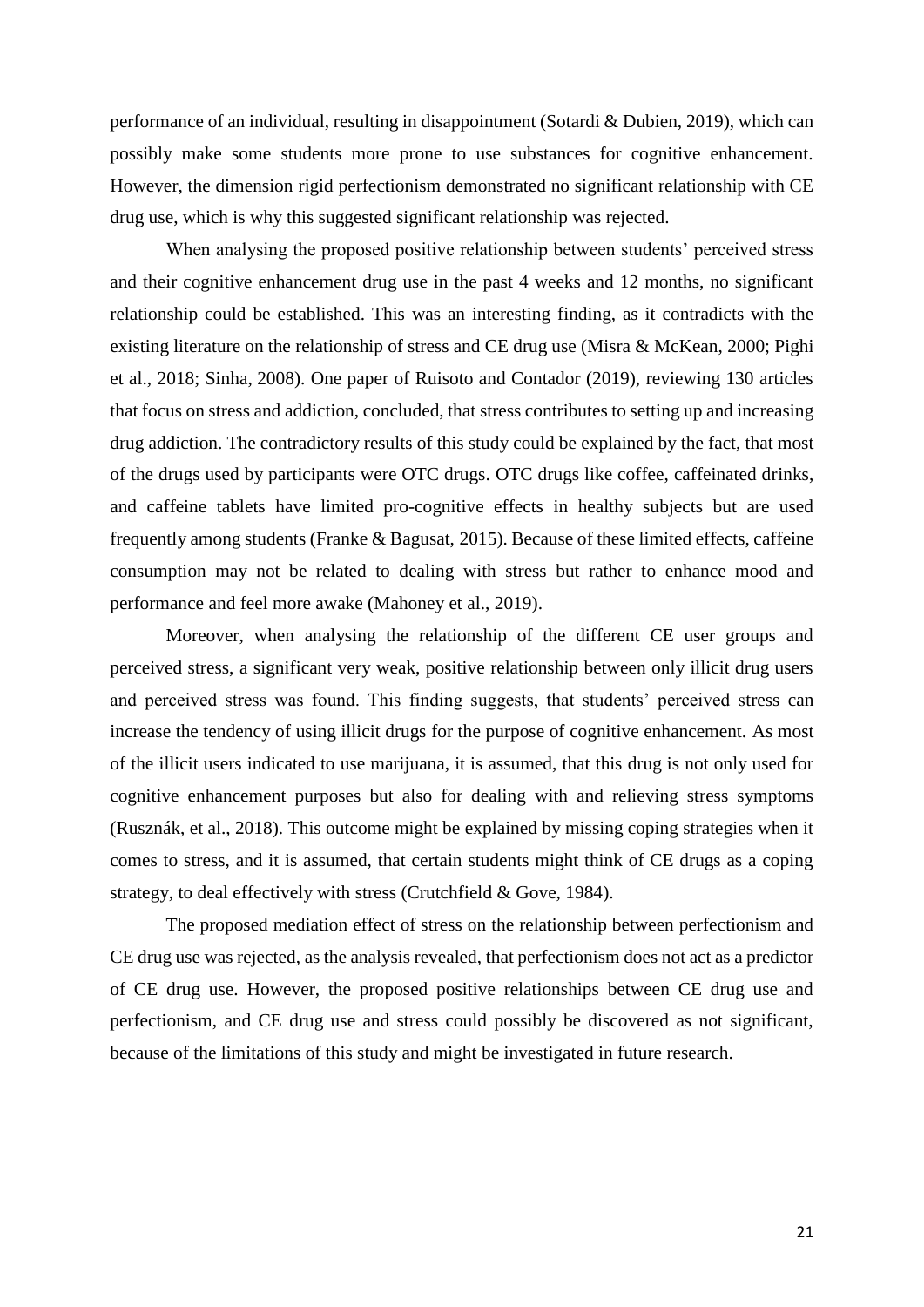performance of an individual, resulting in disappointment (Sotardi & Dubien, 2019), which can possibly make some students more prone to use substances for cognitive enhancement. However, the dimension rigid perfectionism demonstrated no significant relationship with CE drug use, which is why this suggested significant relationship was rejected.

When analysing the proposed positive relationship between students' perceived stress and their cognitive enhancement drug use in the past 4 weeks and 12 months, no significant relationship could be established. This was an interesting finding, as it contradicts with the existing literature on the relationship of stress and CE drug use (Misra & McKean, 2000; Pighi et al., 2018; Sinha, 2008). One paper of Ruisoto and Contador (2019), reviewing 130 articles that focus on stress and addiction, concluded, that stress contributes to setting up and increasing drug addiction. The contradictory results of this study could be explained by the fact, that most of the drugs used by participants were OTC drugs. OTC drugs like coffee, caffeinated drinks, and caffeine tablets have limited pro-cognitive effects in healthy subjects but are used frequently among students (Franke & Bagusat, 2015). Because of these limited effects, caffeine consumption may not be related to dealing with stress but rather to enhance mood and performance and feel more awake (Mahoney et al., 2019).

Moreover, when analysing the relationship of the different CE user groups and perceived stress, a significant very weak, positive relationship between only illicit drug users and perceived stress was found. This finding suggests, that students' perceived stress can increase the tendency of using illicit drugs for the purpose of cognitive enhancement. As most of the illicit users indicated to use marijuana, it is assumed, that this drug is not only used for cognitive enhancement purposes but also for dealing with and relieving stress symptoms (Rusznák, et al., 2018). This outcome might be explained by missing coping strategies when it comes to stress, and it is assumed, that certain students might think of CE drugs as a coping strategy, to deal effectively with stress (Crutchfield & Gove, 1984).

The proposed mediation effect of stress on the relationship between perfectionism and CE drug use was rejected, as the analysis revealed, that perfectionism does not act as a predictor of CE drug use. However, the proposed positive relationships between CE drug use and perfectionism, and CE drug use and stress could possibly be discovered as not significant, because of the limitations of this study and might be investigated in future research.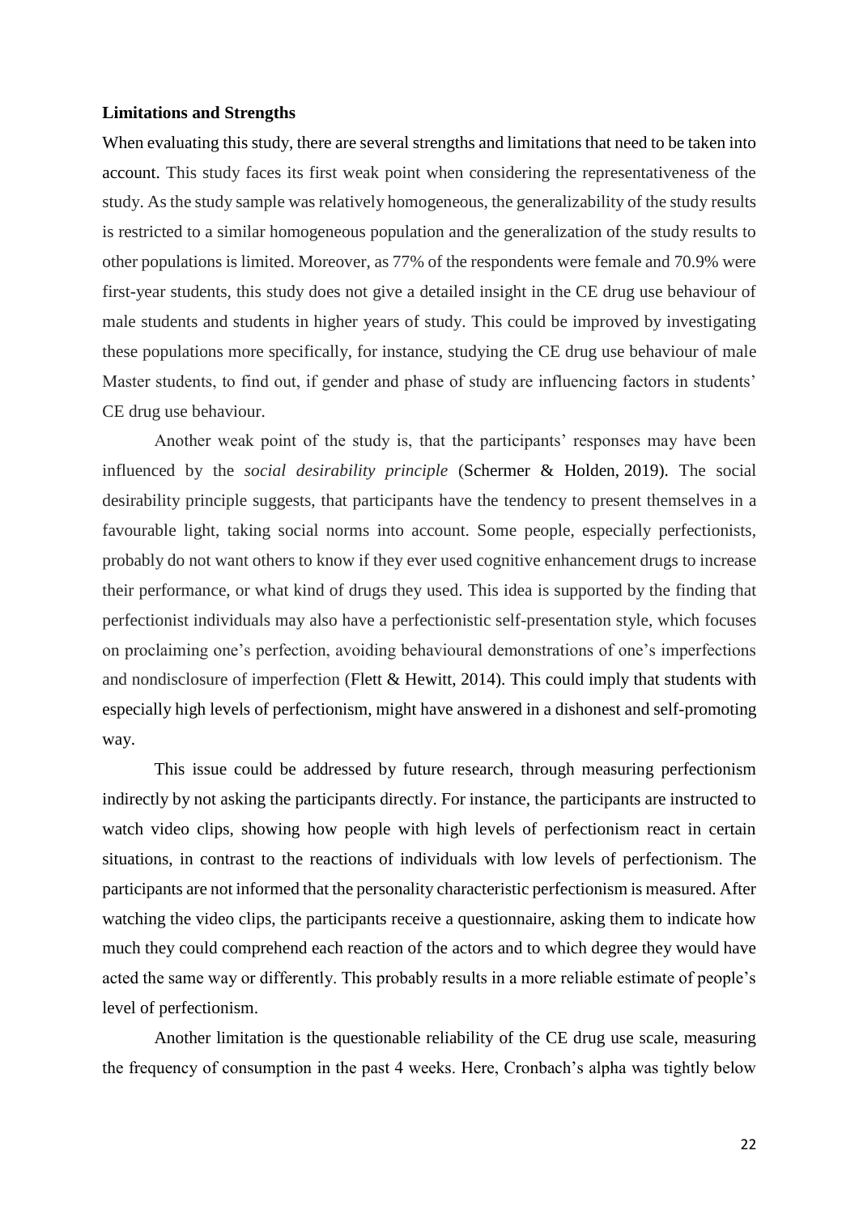**Limitations and Strengths**

When evaluating this study, there are several strengths and limitations that need to be taken into account. This study faces its first weak point when considering the representativeness of the study. As the study sample was relatively homogeneous, the generalizability of the study results is restricted to a similar homogeneous population and the generalization of the study results to other populations is limited. Moreover, as 77% of the respondents were female and 70.9% were first-year students, this study does not give a detailed insight in the CE drug use behaviour of male students and students in higher years of study. This could be improved by investigating these populations more specifically, for instance, studying the CE drug use behaviour of male Master students, to find out, if gender and phase of study are influencing factors in students' CE drug use behaviour.

Another weak point of the study is, that the participants' responses may have been influenced by the *social desirability principle* (Schermer & Holden, 2019). The social desirability principle suggests, that participants have the tendency to present themselves in a favourable light, taking social norms into account. Some people, especially perfectionists, probably do not want others to know if they ever used cognitive enhancement drugs to increase their performance, or what kind of drugs they used. This idea is supported by the finding that perfectionist individuals may also have a perfectionistic self-presentation style, which focuses on proclaiming one's perfection, avoiding behavioural demonstrations of one's imperfections and nondisclosure of imperfection (Flett & Hewitt, 2014). This could imply that students with especially high levels of perfectionism, might have answered in a dishonest and self-promoting way.

This issue could be addressed by future research, through measuring perfectionism indirectly by not asking the participants directly. For instance, the participants are instructed to watch video clips, showing how people with high levels of perfectionism react in certain situations, in contrast to the reactions of individuals with low levels of perfectionism. The participants are not informed that the personality characteristic perfectionism is measured. After watching the video clips, the participants receive a questionnaire, asking them to indicate how much they could comprehend each reaction of the actors and to which degree they would have acted the same way or differently. This probably results in a more reliable estimate of people's level of perfectionism.

Another limitation is the questionable reliability of the CE drug use scale, measuring the frequency of consumption in the past 4 weeks. Here, Cronbach's alpha was tightly below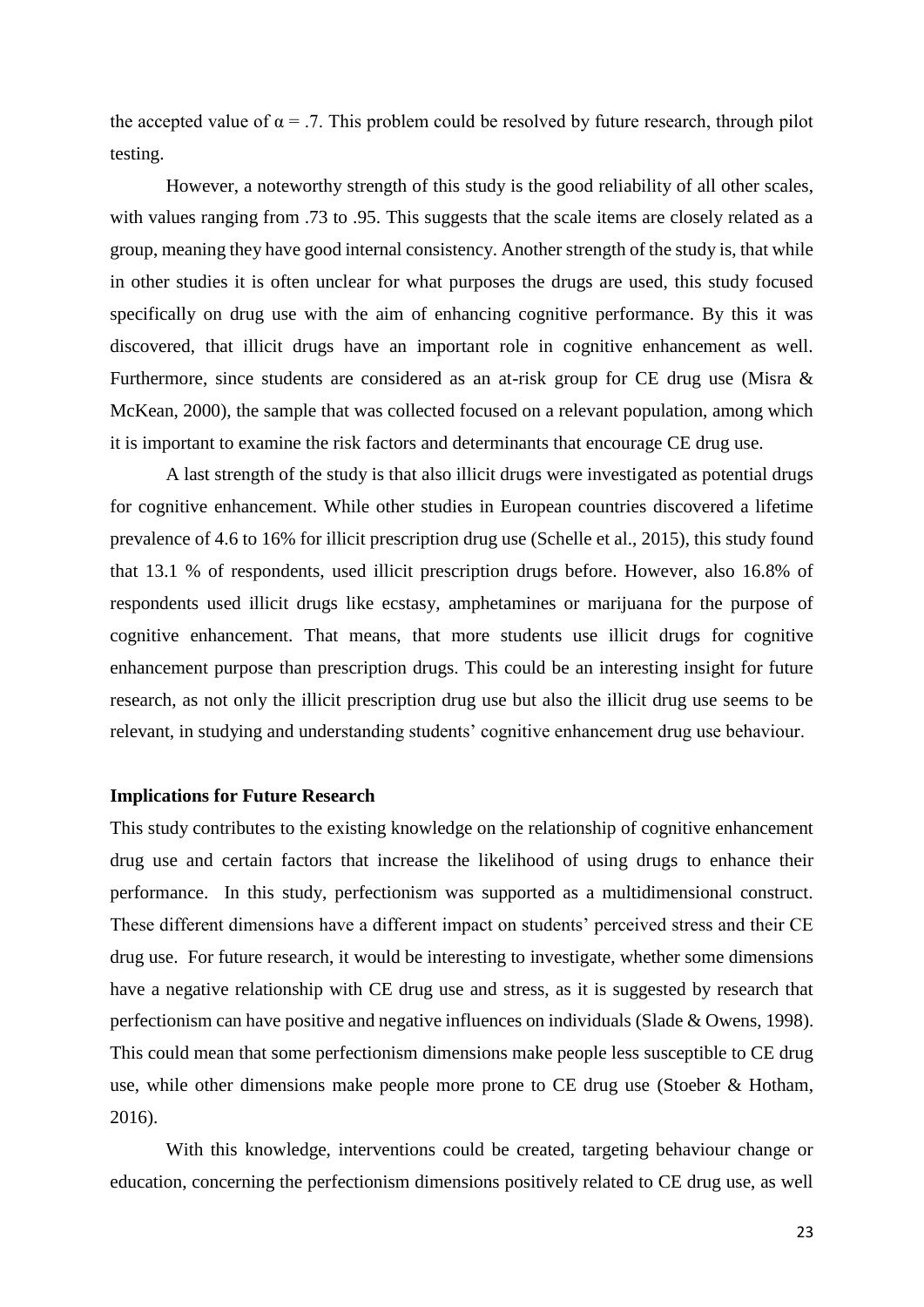the accepted value of $\alpha = .7$. This problem could be resolved by future research, through pilot testing.

However, a noteworthy strength of this study is the good reliability of all other scales, with values ranging from .73 to .95. This suggests that the scale items are closely related as a group, meaning they have good internal consistency. Another strength of the study is, that while in other studies it is often unclear for what purposes the drugs are used, this study focused specifically on drug use with the aim of enhancing cognitive performance. By this it was discovered, that illicit drugs have an important role in cognitive enhancement as well. Furthermore, since students are considered as an at-risk group for CE drug use (Misra & McKean, 2000), the sample that was collected focused on a relevant population, among which it is important to examine the risk factors and determinants that encourage CE drug use.

A last strength of the study is that also illicit drugs were investigated as potential drugs for cognitive enhancement. While other studies in European countries discovered a lifetime prevalence of 4.6 to 16% for illicit prescription drug use (Schelle et al., 2015), this study found that 13.1 % of respondents, used illicit prescription drugs before. However, also 16.8% of respondents used illicit drugs like ecstasy, amphetamines or marijuana for the purpose of cognitive enhancement. That means, that more students use illicit drugs for cognitive enhancement purpose than prescription drugs. This could be an interesting insight for future research, as not only the illicit prescription drug use but also the illicit drug use seems to be relevant, in studying and understanding students' cognitive enhancement drug use behaviour.

**Implications for Future Research**

This study contributes to the existing knowledge on the relationship of cognitive enhancement drug use and certain factors that increase the likelihood of using drugs to enhance their performance. In this study, perfectionism was supported as a multidimensional construct. These different dimensions have a different impact on students' perceived stress and their CE drug use. For future research, it would be interesting to investigate, whether some dimensions have a negative relationship with CE drug use and stress, as it is suggested by research that perfectionism can have positive and negative influences on individuals (Slade & Owens, 1998). This could mean that some perfectionism dimensions make people less susceptible to CE drug use, while other dimensions make people more prone to CE drug use (Stoeber & Hotham, 2016).

With this knowledge, interventions could be created, targeting behaviour change or education, concerning the perfectionism dimensions positively related to CE drug use, as well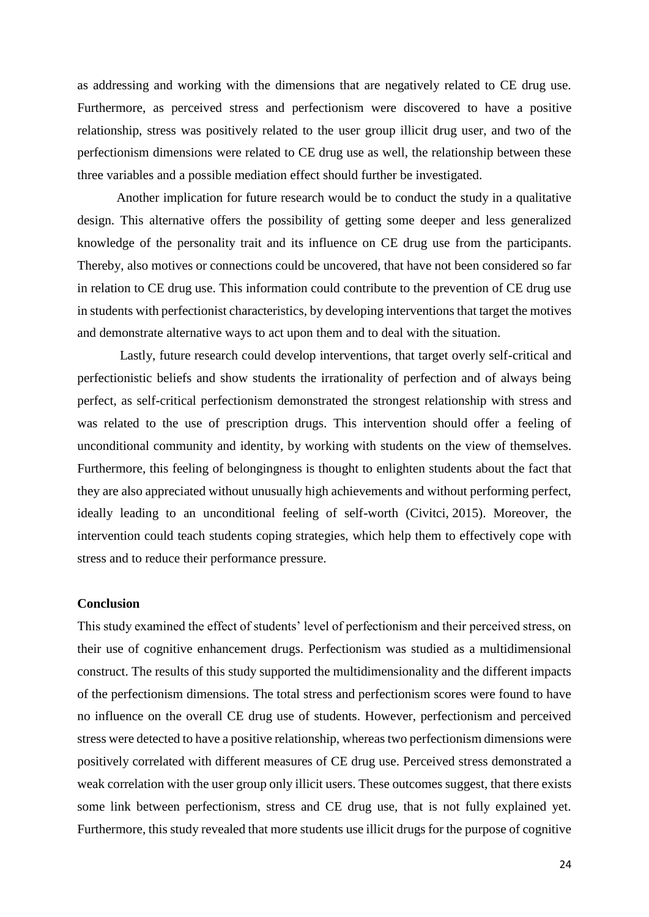as addressing and working with the dimensions that are negatively related to CE drug use. Furthermore, as perceived stress and perfectionism were discovered to have a positive relationship, stress was positively related to the user group illicit drug user, and two of the perfectionism dimensions were related to CE drug use as well, the relationship between these three variables and a possible mediation effect should further be investigated.

Another implication for future research would be to conduct the study in a qualitative design. This alternative offers the possibility of getting some deeper and less generalized knowledge of the personality trait and its influence on CE drug use from the participants. Thereby, also motives or connections could be uncovered, that have not been considered so far in relation to CE drug use. This information could contribute to the prevention of CE drug use in students with perfectionist characteristics, by developing interventions that target the motives and demonstrate alternative ways to act upon them and to deal with the situation.

Lastly, future research could develop interventions, that target overly self-critical and perfectionistic beliefs and show students the irrationality of perfection and of always being perfect, as self-critical perfectionism demonstrated the strongest relationship with stress and was related to the use of prescription drugs. This intervention should offer a feeling of unconditional community and identity, by working with students on the view of themselves. Furthermore, this feeling of belongingness is thought to enlighten students about the fact that they are also appreciated without unusually high achievements and without performing perfect, ideally leading to an unconditional feeling of self-worth (Civitci, 2015). Moreover, the intervention could teach students coping strategies, which help them to effectively cope with stress and to reduce their performance pressure.

**Conclusion**

This study examined the effect of students' level of perfectionism and their perceived stress, on their use of cognitive enhancement drugs. Perfectionism was studied as a multidimensional construct. The results of this study supported the multidimensionality and the different impacts of the perfectionism dimensions. The total stress and perfectionism scores were found to have no influence on the overall CE drug use of students. However, perfectionism and perceived stress were detected to have a positive relationship, whereas two perfectionism dimensions were positively correlated with different measures of CE drug use. Perceived stress demonstrated a weak correlation with the user group only illicit users. These outcomes suggest, that there exists some link between perfectionism, stress and CE drug use, that is not fully explained yet. Furthermore, this study revealed that more students use illicit drugs for the purpose of cognitive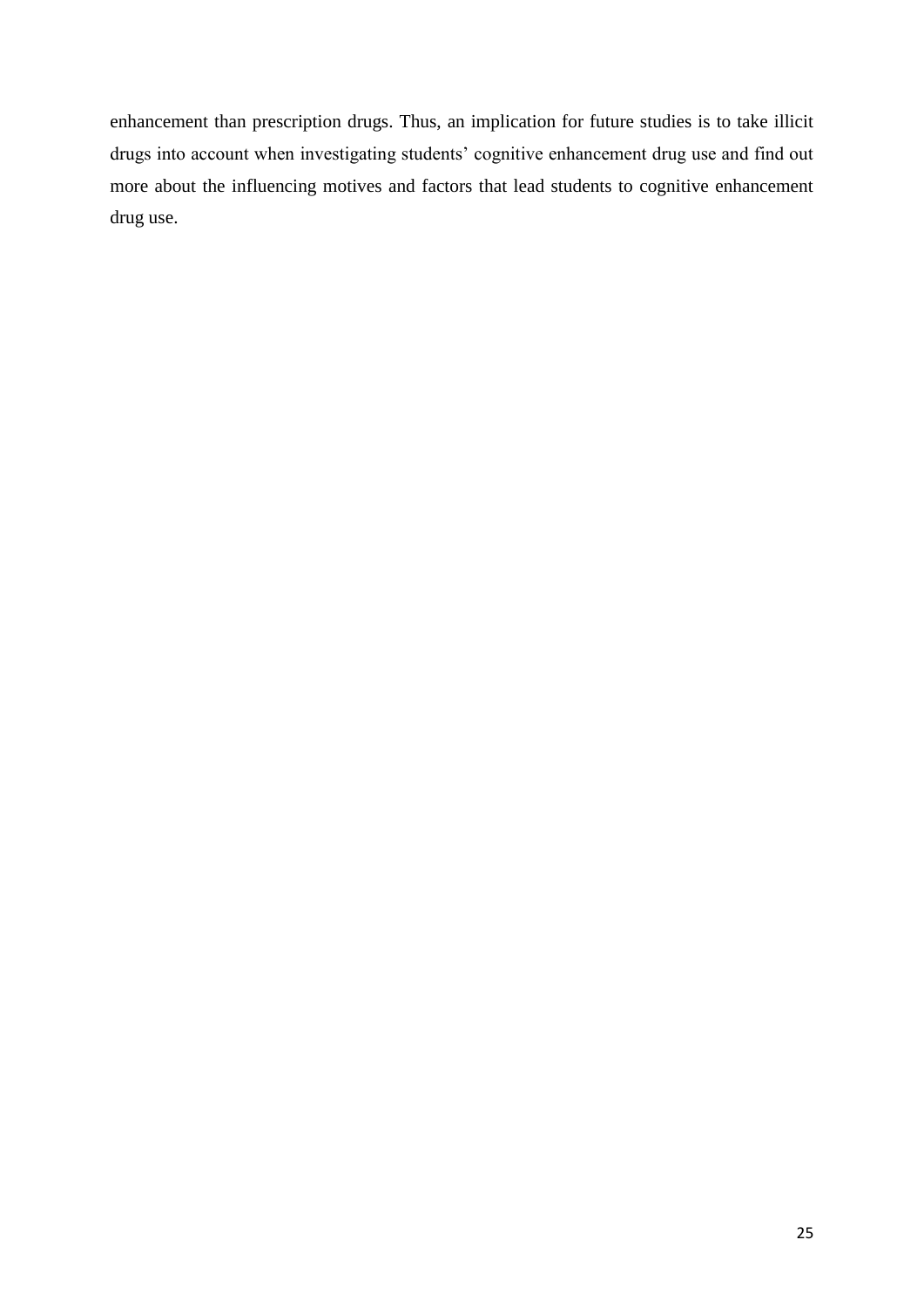enhancement than prescription drugs. Thus, an implication for future studies is to take illicit drugs into account when investigating students' cognitive enhancement drug use and find out more about the influencing motives and factors that lead students to cognitive enhancement drug use.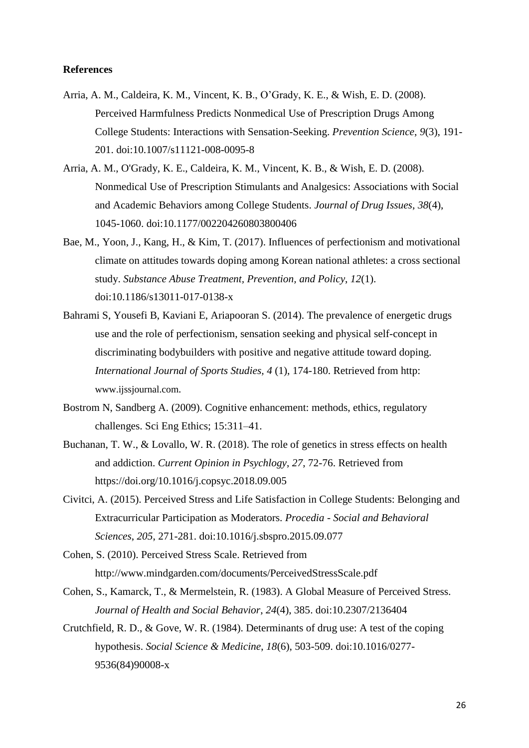**References**

Arria, A. M., Caldeira, K. M., Vincent, K. B., O'Grady, K. E., & Wish, E. D. (2008). Perceived Harmfulness Predicts Nonmedical Use of Prescription Drugs Among College Students: Interactions with Sensation-Seeking. *Prevention Science*, *9*(3), 191-201. doi:10.1007/s11121-008-0095-8

Arria, A. M., O'Grady, K. E., Caldeira, K. M., Vincent, K. B., & Wish, E. D. (2008). Nonmedical Use of Prescription Stimulants and Analgesics: Associations with Social and Academic Behaviors among College Students. *Journal of Drug Issues*, *38*(4), 1045-1060. doi:10.1177/002204260803800406

Bae, M., Yoon, J., Kang, H., & Kim, T. (2017). Influences of perfectionism and motivational climate on attitudes towards doping among Korean national athletes: a cross sectional study. *Substance Abuse Treatment, Prevention, and Policy*, *12*(1). doi:10.1186/s13011-017-0138-x

Bahrami S, Yousefi B, Kaviani E, Ariapooran S. (2014). The prevalence of energetic drugs use and the role of perfectionism, sensation seeking and physical self-concept in discriminating bodybuilders with positive and negative attitude toward doping. *International Journal of Sports Studies, 4* (1), 174-180. Retrieved from http: www.ijssjournal.com.

Bostrom N, Sandberg A. (2009). Cognitive enhancement: methods, ethics, regulatory challenges. Sci Eng Ethics; 15:311–41.

Buchanan, T. W., & Lovallo, W. R. (2018). The role of genetics in stress effects on health and addiction. *Current Opinion in Psychlogy*, *27*, 72-76. Retrieved from https://doi.org/10.1016/j.copsyc.2018.09.005

Civitci, A. (2015). Perceived Stress and Life Satisfaction in College Students: Belonging and Extracurricular Participation as Moderators. *Procedia - Social and Behavioral Sciences*, *205*, 271-281. doi:10.1016/j.sbspro.2015.09.077

Cohen, S. (2010). Perceived Stress Scale. Retrieved from http://www.mindgarden.com/documents/PerceivedStressScale.pdf

Cohen, S., Kamarck, T., & Mermelstein, R. (1983). A Global Measure of Perceived Stress. *Journal of Health and Social Behavior*, *24*(4), 385. doi:10.2307/2136404

Crutchfield, R. D., & Gove, W. R. (1984). Determinants of drug use: A test of the coping hypothesis. *Social Science & Medicine*, *18*(6), 503-509. doi:10.1016/0277-9536(84)90008-x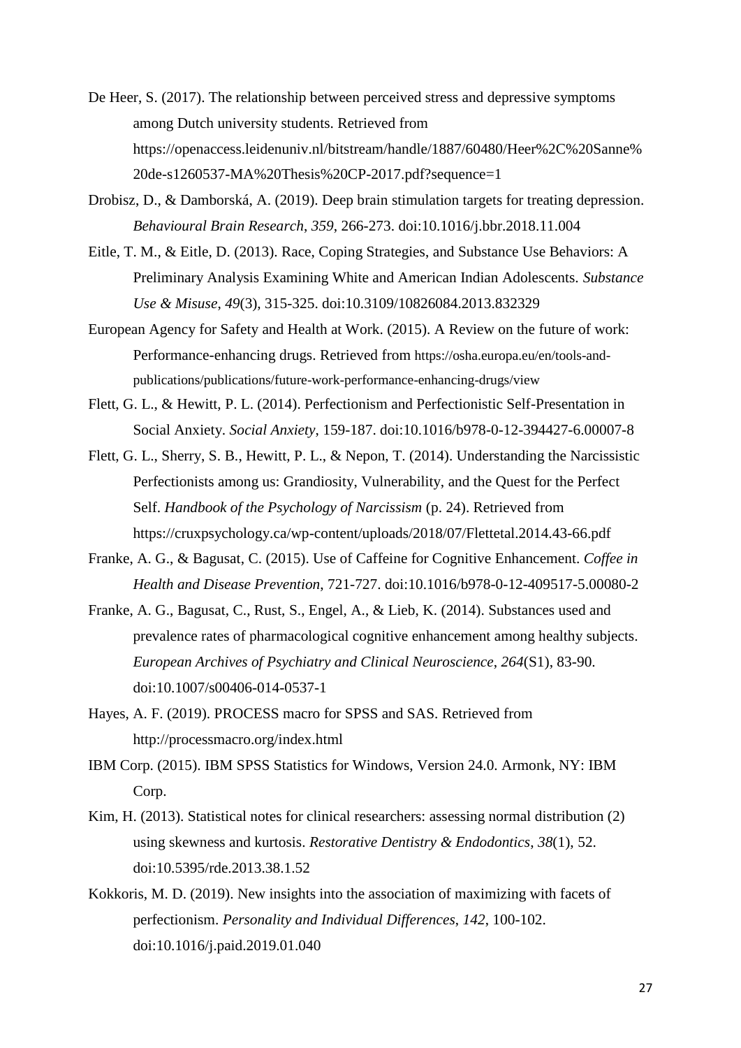De Heer, S. (2017). The relationship between perceived stress and depressive symptoms among Dutch university students. Retrieved from https://openaccess.leidenuniv.nl/bitstream/handle/1887/60480/Heer%2C%20Sanne%20de-s1260537-MA%20Thesis%20CP-2017.pdf?sequence=1

Drobisz, D., & Damborská, A. (2019). Deep brain stimulation targets for treating depression. *Behavioural Brain Research*, *359*, 266-273. doi:10.1016/j.bbr.2018.11.004

Eitle, T. M., & Eitle, D. (2013). Race, Coping Strategies, and Substance Use Behaviors: A Preliminary Analysis Examining White and American Indian Adolescents. *Substance Use & Misuse*, *49*(3), 315-325. doi:10.3109/10826084.2013.832329

European Agency for Safety and Health at Work. (2015). A Review on the future of work: Performance-enhancing drugs. Retrieved from https://osha.europa.eu/en/tools-and-publications/publications/future-work-performance-enhancing-drugs/view

Flett, G. L., & Hewitt, P. L. (2014). Perfectionism and Perfectionistic Self-Presentation in Social Anxiety. *Social Anxiety*, 159-187. doi:10.1016/b978-0-12-394427-6.00007-8

Flett, G. L., Sherry, S. B., Hewitt, P. L., & Nepon, T. (2014). Understanding the Narcissistic Perfectionists among us: Grandiosity, Vulnerability, and the Quest for the Perfect Self. *Handbook of the Psychology of Narcissism* (p. 24). Retrieved from https://cruxpsychology.ca/wp-content/uploads/2018/07/Flettetal.2014.43-66.pdf

Franke, A. G., & Bagusat, C. (2015). Use of Caffeine for Cognitive Enhancement. *Coffee in Health and Disease Prevention*, 721-727. doi:10.1016/b978-0-12-409517-5.00080-2

Franke, A. G., Bagusat, C., Rust, S., Engel, A., & Lieb, K. (2014). Substances used and prevalence rates of pharmacological cognitive enhancement among healthy subjects. *European Archives of Psychiatry and Clinical Neuroscience*, *264*(S1), 83-90. doi:10.1007/s00406-014-0537-1

Hayes, A. F. (2019). PROCESS macro for SPSS and SAS. Retrieved from http://processmacro.org/index.html

IBM Corp. (2015). IBM SPSS Statistics for Windows, Version 24.0. Armonk, NY: IBM Corp.

Kim, H. (2013). Statistical notes for clinical researchers: assessing normal distribution (2) using skewness and kurtosis. *Restorative Dentistry & Endodontics*, *38*(1), 52. doi:10.5395/rde.2013.38.1.52

Kokkoris, M. D. (2019). New insights into the association of maximizing with facets of perfectionism. *Personality and Individual Differences*, *142*, 100-102. doi:10.1016/j.paid.2019.01.040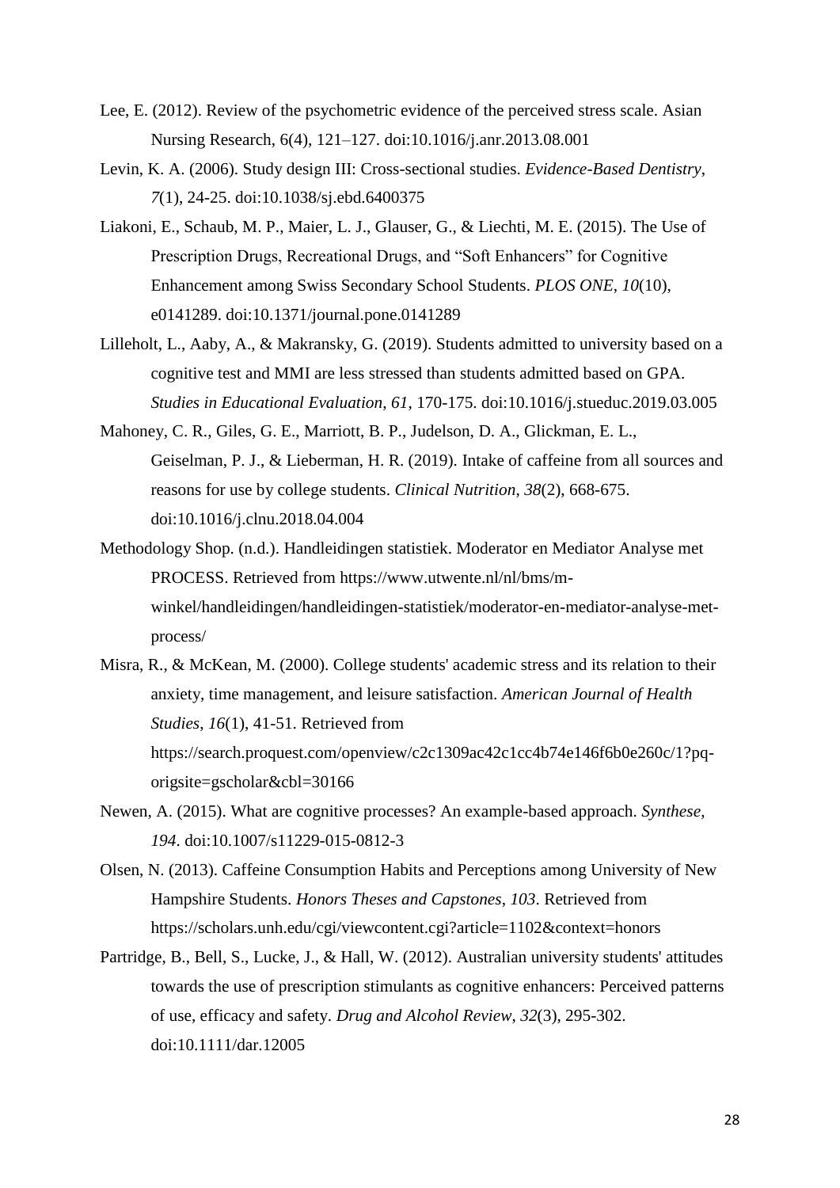Lee, E. (2012). Review of the psychometric evidence of the perceived stress scale. Asian Nursing Research, 6(4), 121–127. doi:10.1016/j.anr.2013.08.001

Levin, K. A. (2006). Study design III: Cross-sectional studies. *Evidence-Based Dentistry*, *7*(1), 24-25. doi:10.1038/sj.ebd.6400375

Liakoni, E., Schaub, M. P., Maier, L. J., Glauser, G., & Liechti, M. E. (2015). The Use of Prescription Drugs, Recreational Drugs, and "Soft Enhancers" for Cognitive Enhancement among Swiss Secondary School Students. *PLOS ONE*, *10*(10), e0141289. doi:10.1371/journal.pone.0141289

Lilleholt, L., Aaby, A., & Makransky, G. (2019). Students admitted to university based on a cognitive test and MMI are less stressed than students admitted based on GPA. *Studies in Educational Evaluation*, *61*, 170-175. doi:10.1016/j.stueduc.2019.03.005

Mahoney, C. R., Giles, G. E., Marriott, B. P., Judelson, D. A., Glickman, E. L., Geiselman, P. J., & Lieberman, H. R. (2019). Intake of caffeine from all sources and reasons for use by college students. *Clinical Nutrition*, *38*(2), 668-675. doi:10.1016/j.clnu.2018.04.004

Methodology Shop. (n.d.). Handleidingen statistiek. Moderator en Mediator Analyse met PROCESS. Retrieved from https://www.utwente.nl/nl/bms/m-winkel/handleidingen/handleidingen-statistiek/moderator-en-mediator-analyse-met-process/

Misra, R., & McKean, M. (2000). College students' academic stress and its relation to their anxiety, time management, and leisure satisfaction. *American Journal of Health Studies*, *16*(1), 41-51. Retrieved from https://search.proquest.com/openview/c2c1309ac42c1cc4b74e146f6b0e260c/1?pq-origsite=gscholar&cbl=30166

Newen, A. (2015). What are cognitive processes? An example-based approach. *Synthese*, *194*. doi:10.1007/s11229-015-0812-3

Olsen, N. (2013). Caffeine Consumption Habits and Perceptions among University of New Hampshire Students. *Honors Theses and Capstones*, *103*. Retrieved from https://scholars.unh.edu/cgi/viewcontent.cgi?article=1102&context=honors

Partridge, B., Bell, S., Lucke, J., & Hall, W. (2012). Australian university students' attitudes towards the use of prescription stimulants as cognitive enhancers: Perceived patterns of use, efficacy and safety. *Drug and Alcohol Review*, *32*(3), 295-302. doi:10.1111/dar.12005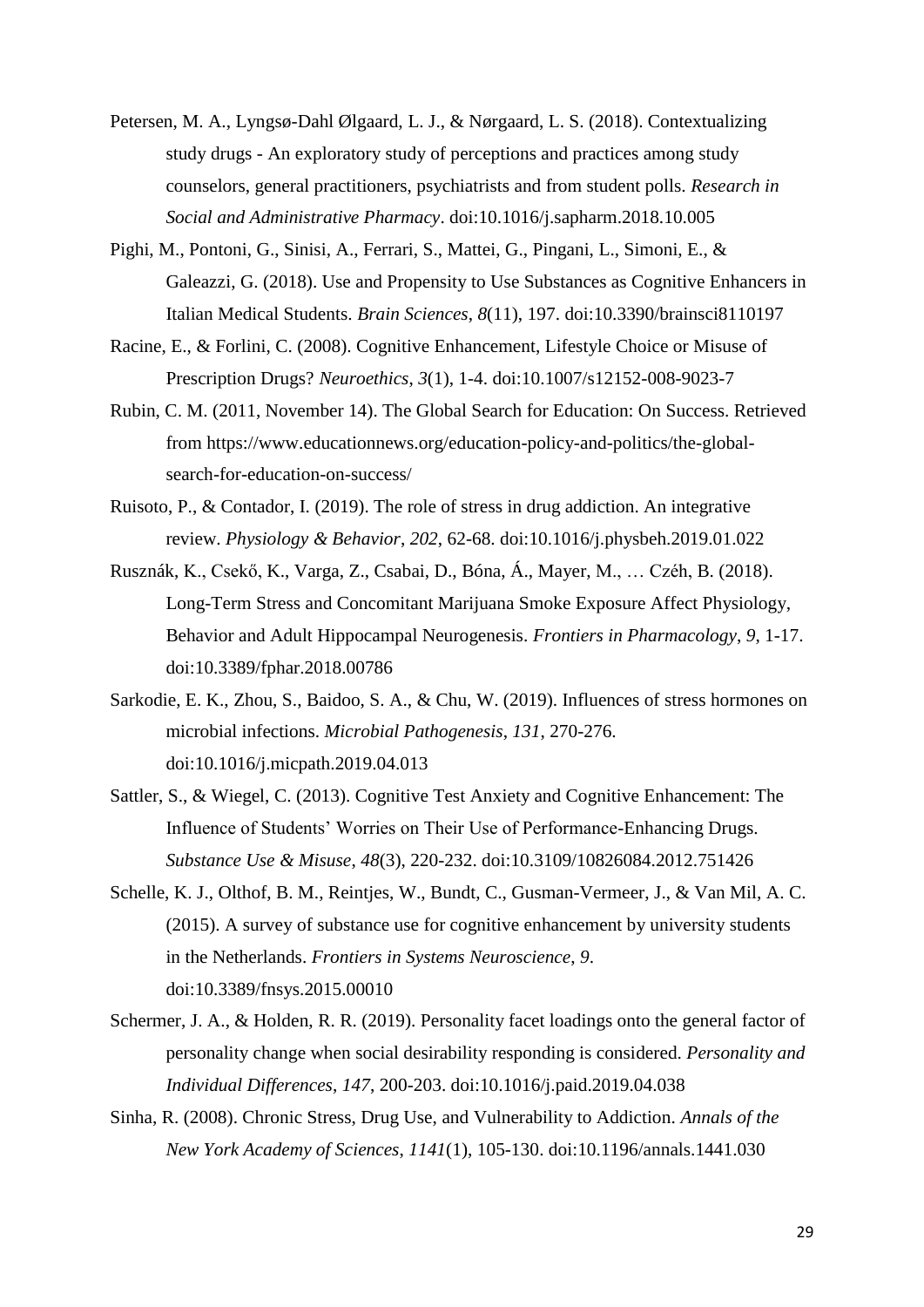Petersen, M. A., Lyngsø-Dahl Ølgaard, L. J., & Nørgaard, L. S. (2018). Contextualizing study drugs - An exploratory study of perceptions and practices among study counselors, general practitioners, psychiatrists and from student polls. *Research in Social and Administrative Pharmacy*. doi:10.1016/j.sapharm.2018.10.005

Pighi, M., Pontoni, G., Sinisi, A., Ferrari, S., Mattei, G., Pingani, L., Simoni, E., & Galeazzi, G. (2018). Use and Propensity to Use Substances as Cognitive Enhancers in Italian Medical Students. *Brain Sciences*, *8*(11), 197. doi:10.3390/brainsci8110197

Racine, E., & Forlini, C. (2008). Cognitive Enhancement, Lifestyle Choice or Misuse of Prescription Drugs? *Neuroethics*, *3*(1), 1-4. doi:10.1007/s12152-008-9023-7

Rubin, C. M. (2011, November 14). The Global Search for Education: On Success. Retrieved from https://www.educationnews.org/education-policy-and-politics/the-global-search-for-education-on-success/

Ruisoto, P., & Contador, I. (2019). The role of stress in drug addiction. An integrative review. *Physiology & Behavior*, *202*, 62-68. doi:10.1016/j.physbeh.2019.01.022

Rusznák, K., Csekő, K., Varga, Z., Csabai, D., Bóna, Á., Mayer, M., … Czéh, B. (2018). Long-Term Stress and Concomitant Marijuana Smoke Exposure Affect Physiology, Behavior and Adult Hippocampal Neurogenesis. *Frontiers in Pharmacology*, *9*, 1-17. doi:10.3389/fphar.2018.00786

Sarkodie, E. K., Zhou, S., Baidoo, S. A., & Chu, W. (2019). Influences of stress hormones on microbial infections. *Microbial Pathogenesis*, *131*, 270-276. doi:10.1016/j.micpath.2019.04.013

Sattler, S., & Wiegel, C. (2013). Cognitive Test Anxiety and Cognitive Enhancement: The Influence of Students' Worries on Their Use of Performance-Enhancing Drugs. *Substance Use & Misuse*, *48*(3), 220-232. doi:10.3109/10826084.2012.751426

Schelle, K. J., Olthof, B. M., Reintjes, W., Bundt, C., Gusman-Vermeer, J., & Van Mil, A. C. (2015). A survey of substance use for cognitive enhancement by university students in the Netherlands. *Frontiers in Systems Neuroscience*, *9*. doi:10.3389/fnsys.2015.00010

Schermer, J. A., & Holden, R. R. (2019). Personality facet loadings onto the general factor of personality change when social desirability responding is considered. *Personality and Individual Differences*, *147*, 200-203. doi:10.1016/j.paid.2019.04.038

Sinha, R. (2008). Chronic Stress, Drug Use, and Vulnerability to Addiction. *Annals of the New York Academy of Sciences*, *1141*(1), 105-130. doi:10.1196/annals.1441.030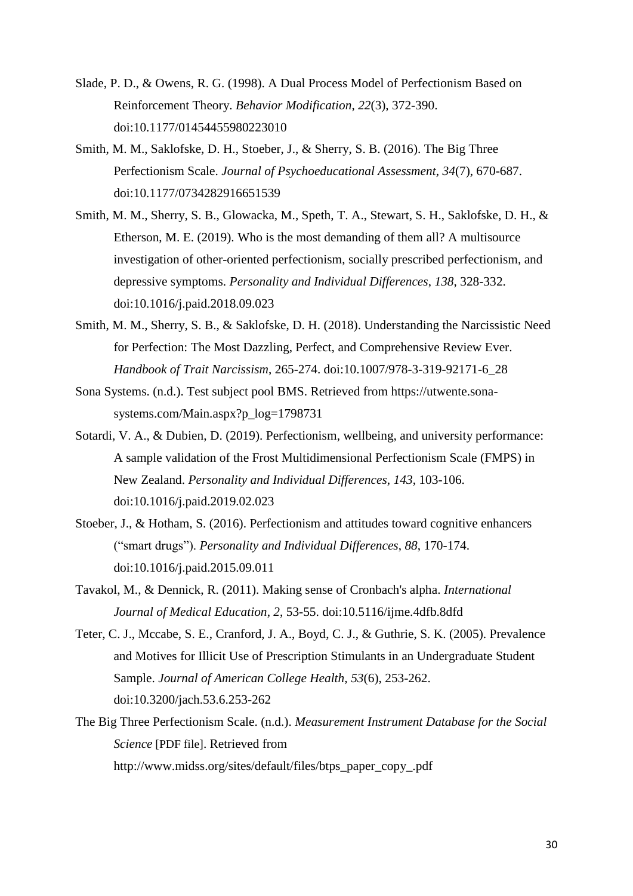Slade, P. D., & Owens, R. G. (1998). A Dual Process Model of Perfectionism Based on Reinforcement Theory. *Behavior Modification*, *22*(3), 372-390. doi:10.1177/01454455980223010

Smith, M. M., Saklofske, D. H., Stoeber, J., & Sherry, S. B. (2016). The Big Three Perfectionism Scale. *Journal of Psychoeducational Assessment*, *34*(7), 670-687. doi:10.1177/0734282916651539

Smith, M. M., Sherry, S. B., Glowacka, M., Speth, T. A., Stewart, S. H., Saklofske, D. H., & Etherson, M. E. (2019). Who is the most demanding of them all? A multisource investigation of other-oriented perfectionism, socially prescribed perfectionism, and depressive symptoms. *Personality and Individual Differences*, *138*, 328-332. doi:10.1016/j.paid.2018.09.023

Smith, M. M., Sherry, S. B., & Saklofske, D. H. (2018). Understanding the Narcissistic Need for Perfection: The Most Dazzling, Perfect, and Comprehensive Review Ever. *Handbook of Trait Narcissism*, 265-274. doi:10.1007/978-3-319-92171-6_28

Sona Systems. (n.d.). Test subject pool BMS. Retrieved from https://utwente.sona-systems.com/Main.aspx?p_log=1798731

Sotardi, V. A., & Dubien, D. (2019). Perfectionism, wellbeing, and university performance: A sample validation of the Frost Multidimensional Perfectionism Scale (FMPS) in New Zealand. *Personality and Individual Differences*, *143*, 103-106. doi:10.1016/j.paid.2019.02.023

Stoeber, J., & Hotham, S. (2016). Perfectionism and attitudes toward cognitive enhancers ("smart drugs"). *Personality and Individual Differences*, *88*, 170-174. doi:10.1016/j.paid.2015.09.011

Tavakol, M., & Dennick, R. (2011). Making sense of Cronbach's alpha. *International Journal of Medical Education*, *2*, 53-55. doi:10.5116/ijme.4dfb.8dfd

Teter, C. J., Mccabe, S. E., Cranford, J. A., Boyd, C. J., & Guthrie, S. K. (2005). Prevalence and Motives for Illicit Use of Prescription Stimulants in an Undergraduate Student Sample. *Journal of American College Health*, *53*(6), 253-262. doi:10.3200/jach.53.6.253-262

The Big Three Perfectionism Scale. (n.d.). *Measurement Instrument Database for the Social Science* [PDF file]. Retrieved from http://www.midss.org/sites/default/files/btps_paper_copy_.pdf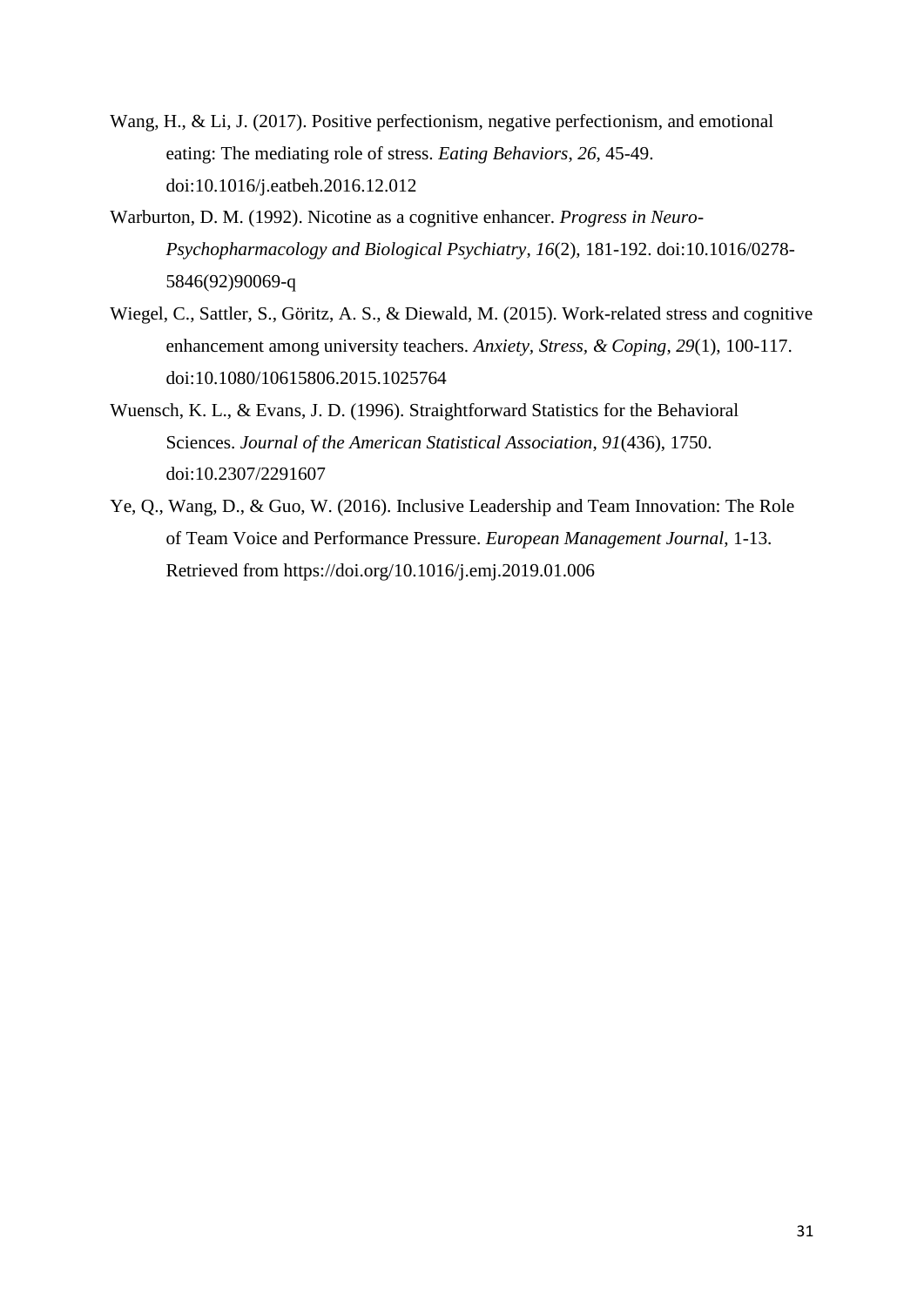Wang, H., & Li, J. (2017). Positive perfectionism, negative perfectionism, and emotional eating: The mediating role of stress. *Eating Behaviors*, *26*, 45-49. doi:10.1016/j.eatbeh.2016.12.012

Warburton, D. M. (1992). Nicotine as a cognitive enhancer. *Progress in Neuro-Psychopharmacology and Biological Psychiatry*, *16*(2), 181-192. doi:10.1016/0278-5846(92)90069-q

Wiegel, C., Sattler, S., Göritz, A. S., & Diewald, M. (2015). Work-related stress and cognitive enhancement among university teachers. *Anxiety, Stress, & Coping*, *29*(1), 100-117. doi:10.1080/10615806.2015.1025764

Wuensch, K. L., & Evans, J. D. (1996). Straightforward Statistics for the Behavioral Sciences. *Journal of the American Statistical Association*, *91*(436), 1750. doi:10.2307/2291607

Ye, Q., Wang, D., & Guo, W. (2016). Inclusive Leadership and Team Innovation: The Role of Team Voice and Performance Pressure. *European Management Journal*, 1-13. Retrieved from https://doi.org/10.1016/j.emj.2019.01.006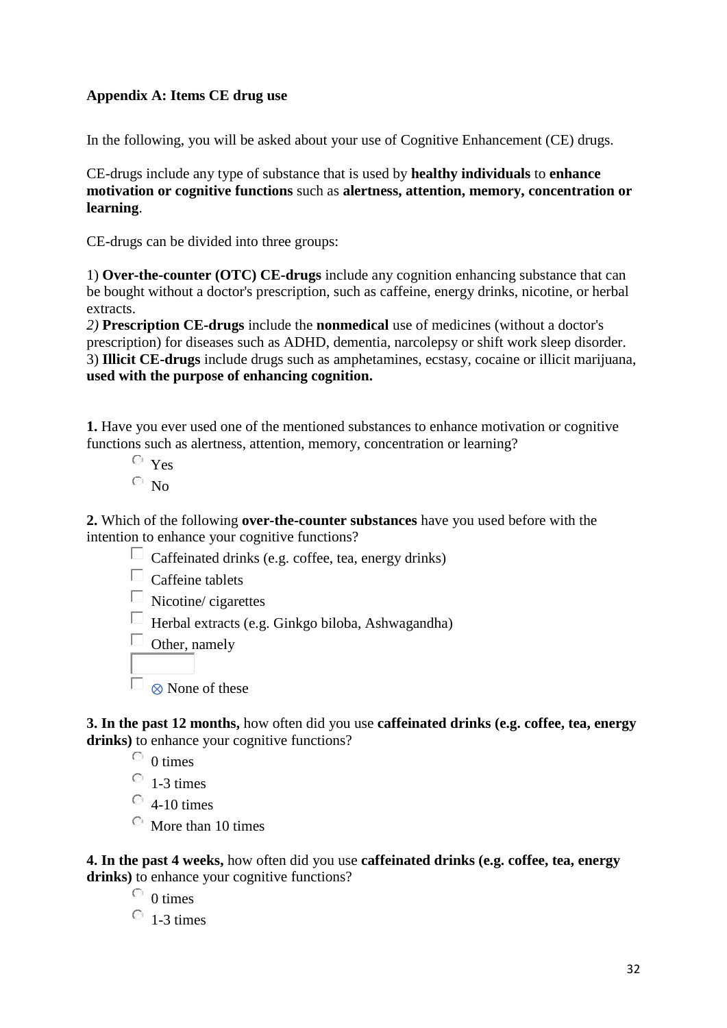**Appendix A: Items CE drug use**

In the following, you will be asked about your use of Cognitive Enhancement (CE) drugs.

CE-drugs include any type of substance that is used by **healthy individuals** to **enhance motivation or cognitive functions** such as **alertness, attention, memory, concentration or learning**.

CE-drugs can be divided into three groups:

1) **Over-the-counter (OTC) CE-drugs** include any cognition enhancing substance that can be bought without a doctor's prescription, such as caffeine, energy drinks, nicotine, or herbal extracts.
*2)* **Prescription CE-drugs** include the **nonmedical** use of medicines (without a doctor's prescription) for diseases such as ADHD, dementia, narcolepsy or shift work sleep disorder.
3) **Illicit CE-drugs** include drugs such as amphetamines, ecstasy, cocaine or illicit marijuana, **used with the purpose of enhancing cognition.**

**1.** Have you ever used one of the mentioned substances to enhance motivation or cognitive functions such as alertness, attention, memory, concentration or learning?

- ○ Yes
- ○ No

**2.** Which of the following **over-the-counter substances** have you used before with the intention to enhance your cognitive functions?

- ☐ Caffeinated drinks (e.g. coffee, tea, energy drinks)
- ☐ Caffeine tablets
- ☐ Nicotine/ cigarettes
- ☐ Herbal extracts (e.g. Ginkgo biloba, Ashwagandha)
- ☐ Other, namely ______
- ☐ ⊗ None of these

**3. In the past 12 months,** how often did you use **caffeinated drinks (e.g. coffee, tea, energy drinks)** to enhance your cognitive functions?

- ○ 0 times
- ○ 1-3 times
- ○ 4-10 times
- ○ More than 10 times

**4. In the past 4 weeks,** how often did you use **caffeinated drinks (e.g. coffee, tea, energy drinks)** to enhance your cognitive functions?

- ○ 0 times
- ○ 1-3 times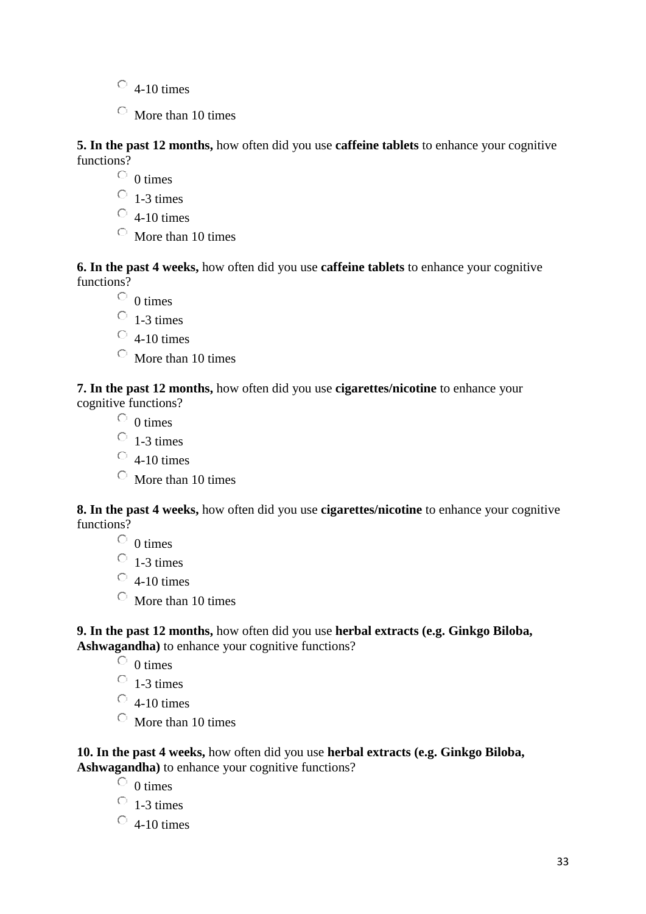- 4-10 times
- More than 10 times

**5. In the past 12 months,** how often did you use **caffeine tablets** to enhance your cognitive functions?

- 0 times
- 1-3 times
- 4-10 times
- More than 10 times

**6. In the past 4 weeks,** how often did you use **caffeine tablets** to enhance your cognitive functions?

- 0 times
- 1-3 times
- 4-10 times
- More than 10 times

**7. In the past 12 months,** how often did you use **cigarettes/nicotine** to enhance your cognitive functions?

- 0 times
- 1-3 times
- 4-10 times
- More than 10 times

**8. In the past 4 weeks,** how often did you use **cigarettes/nicotine** to enhance your cognitive functions?

- 0 times
- 1-3 times
- 4-10 times
- More than 10 times

**9. In the past 12 months,** how often did you use **herbal extracts (e.g. Ginkgo Biloba, Ashwagandha)** to enhance your cognitive functions?

- 0 times
- 1-3 times
- 4-10 times
- More than 10 times

**10. In the past 4 weeks,** how often did you use **herbal extracts (e.g. Ginkgo Biloba, Ashwagandha)** to enhance your cognitive functions?

- 0 times
- 1-3 times
- 4-10 times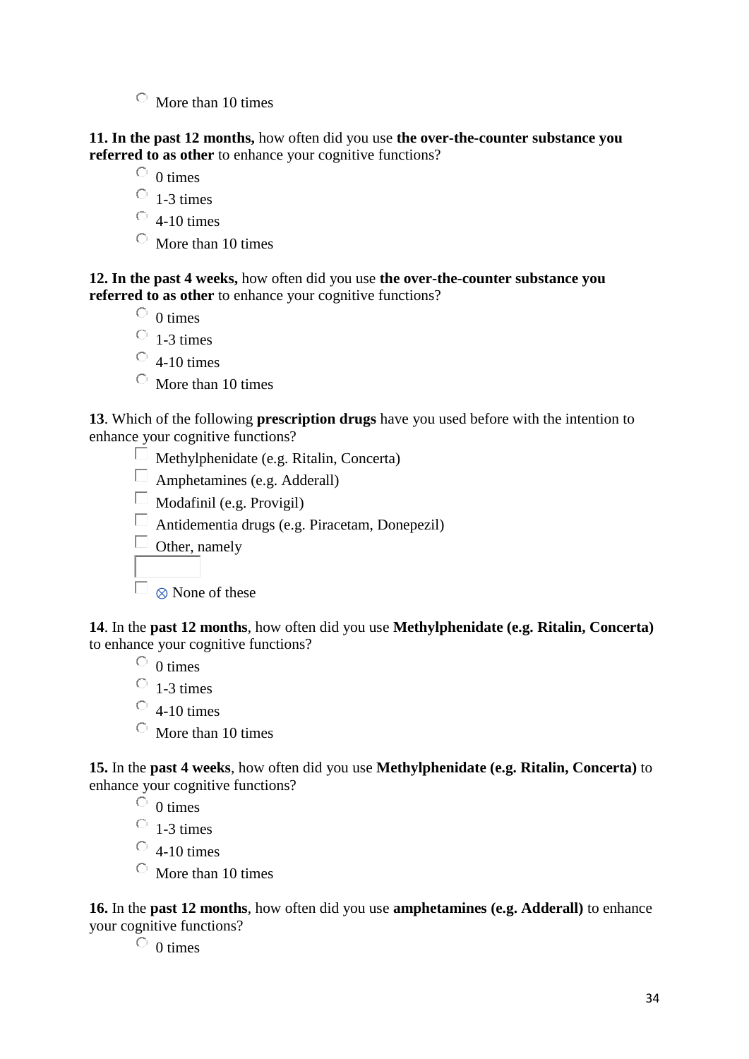- More than 10 times

**11. In the past 12 months,** how often did you use **the over-the-counter substance you referred to as other** to enhance your cognitive functions?

- 0 times
- 1-3 times
- 4-10 times
- More than 10 times

**12. In the past 4 weeks,** how often did you use **the over-the-counter substance you referred to as other** to enhance your cognitive functions?

- 0 times
- 1-3 times
- 4-10 times
- More than 10 times

**13**. Which of the following **prescription drugs** have you used before with the intention to enhance your cognitive functions?

- Methylphenidate (e.g. Ritalin, Concerta)
- Amphetamines (e.g. Aderall)
- Modafinil (e.g. Provigil)
- Antidementia drugs (e.g. Piracetam, Donepezil)
- Other, namely
- ⊗ None of these

**14**. In the **past 12 months**, how often did you use **Methylphenidate (e.g. Ritalin, Concerta)** to enhance your cognitive functions?

- 0 times
- 1-3 times
- 4-10 times
- More than 10 times

**15.** In the **past 4 weeks**, how often did you use **Methylphenidate (e.g. Ritalin, Concerta)** to enhance your cognitive functions?

- 0 times
- 1-3 times
- 4-10 times
- More than 10 times

**16.** In the **past 12 months**, how often did you use **amphetamines (e.g. Aderall)** to enhance your cognitive functions?

- 0 times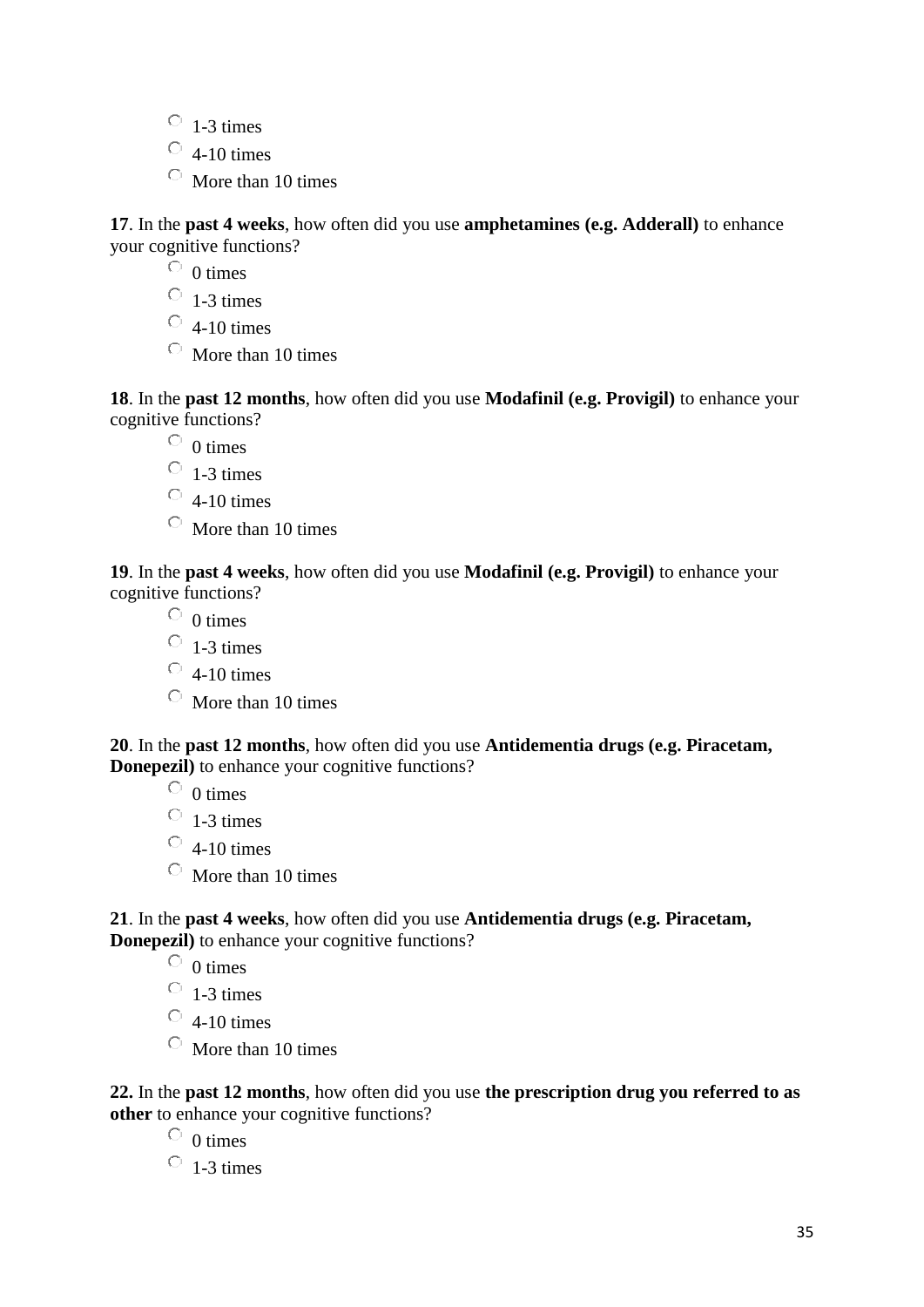- 1-3 times
- 4-10 times
- More than 10 times

**17**. In the **past 4 weeks**, how often did you use **amphetamines (e.g. Adderall)** to enhance your cognitive functions?

- 0 times
- 1-3 times
- 4-10 times
- More than 10 times

**18**. In the **past 12 months**, how often did you use **Modafinil (e.g. Provigil)** to enhance your cognitive functions?

- 0 times
- 1-3 times
- 4-10 times
- More than 10 times

**19**. In the **past 4 weeks**, how often did you use **Modafinil (e.g. Provigil)** to enhance your cognitive functions?

- 0 times
- 1-3 times
- 4-10 times
- More than 10 times

**20**. In the **past 12 months**, how often did you use **Antidementia drugs (e.g. Piracetam, Donepezil)** to enhance your cognitive functions?

- 0 times
- 1-3 times
- 4-10 times
- More than 10 times

**21**. In the **past 4 weeks**, how often did you use **Antidementia drugs (e.g. Piracetam, Donepezil)** to enhance your cognitive functions?

- 0 times
- 1-3 times
- 4-10 times
- More than 10 times

**22.** In the **past 12 months**, how often did you use **the prescription drug you referred to as other** to enhance your cognitive functions?

- 0 times
- 1-3 times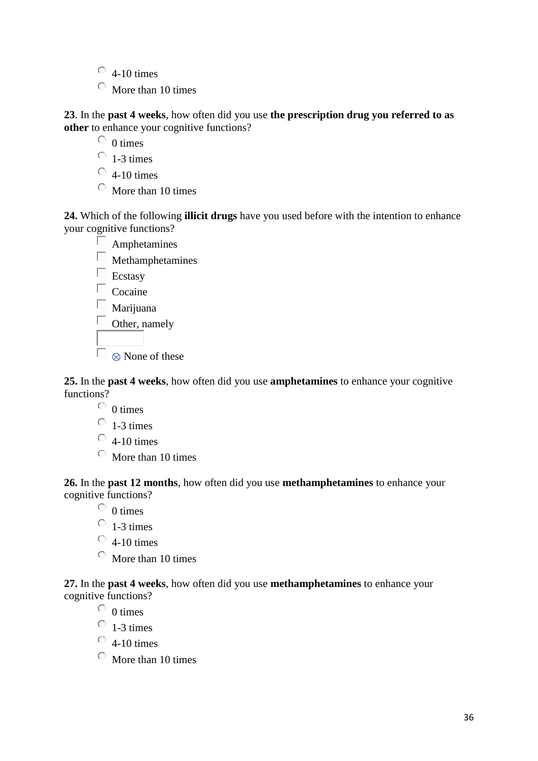- 4-10 times
- More than 10 times

**23**. In the **past 4 weeks**, how often did you use **the prescription drug you referred to as other** to enhance your cognitive functions?

- 0 times
- 1-3 times
- 4-10 times
- More than 10 times

**24.** Which of the following **illicit drugs** have you used before with the intention to enhance your cognitive functions?

- [ ] Amphetamines
- [ ] Methamphetamines
- [ ] Ecstasy
- [ ] Cocaine
- [ ] Marijuana
- [ ] Other, namely ______
- [ ] ⊗ None of these

**25.** In the **past 4 weeks**, how often did you use **amphetamines** to enhance your cognitive functions?

- 0 times
- 1-3 times
- 4-10 times
- More than 10 times

**26.** In the **past 12 months**, how often did you use **methamphetamines** to enhance your cognitive functions?

- 0 times
- 1-3 times
- 4-10 times
- More than 10 times

**27.** In the **past 4 weeks**, how often did you use **methamphetamines** to enhance your cognitive functions?

- 0 times
- 1-3 times
- 4-10 times
- More than 10 times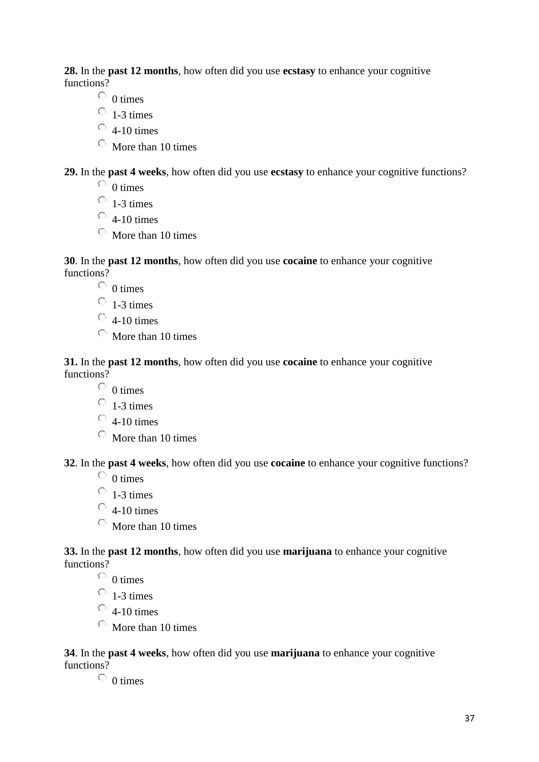**28.** In the **past 12 months**, how often did you use **ecstasy** to enhance your cognitive functions?

- 0 times
- 1-3 times
- 4-10 times
- More than 10 times

**29.** In the **past 4 weeks**, how often did you use **ecstasy** to enhance your cognitive functions?

- 0 times
- 1-3 times
- 4-10 times
- More than 10 times

**30**. In the **past 12 months**, how often did you use **cocaine** to enhance your cognitive functions?

- 0 times
- 1-3 times
- 4-10 times
- More than 10 times

**31.** In the **past 12 months**, how often did you use **cocaine** to enhance your cognitive functions?

- 0 times
- 1-3 times
- 4-10 times
- More than 10 times

**32**. In the **past 4 weeks**, how often did you use **cocaine** to enhance your cognitive functions?

- 0 times
- 1-3 times
- 4-10 times
- More than 10 times

**33.** In the **past 12 months**, how often did you use **marijuana** to enhance your cognitive functions?

- 0 times
- 1-3 times
- 4-10 times
- More than 10 times

**34**. In the **past 4 weeks**, how often did you use **marijuana** to enhance your cognitive functions?

- 0 times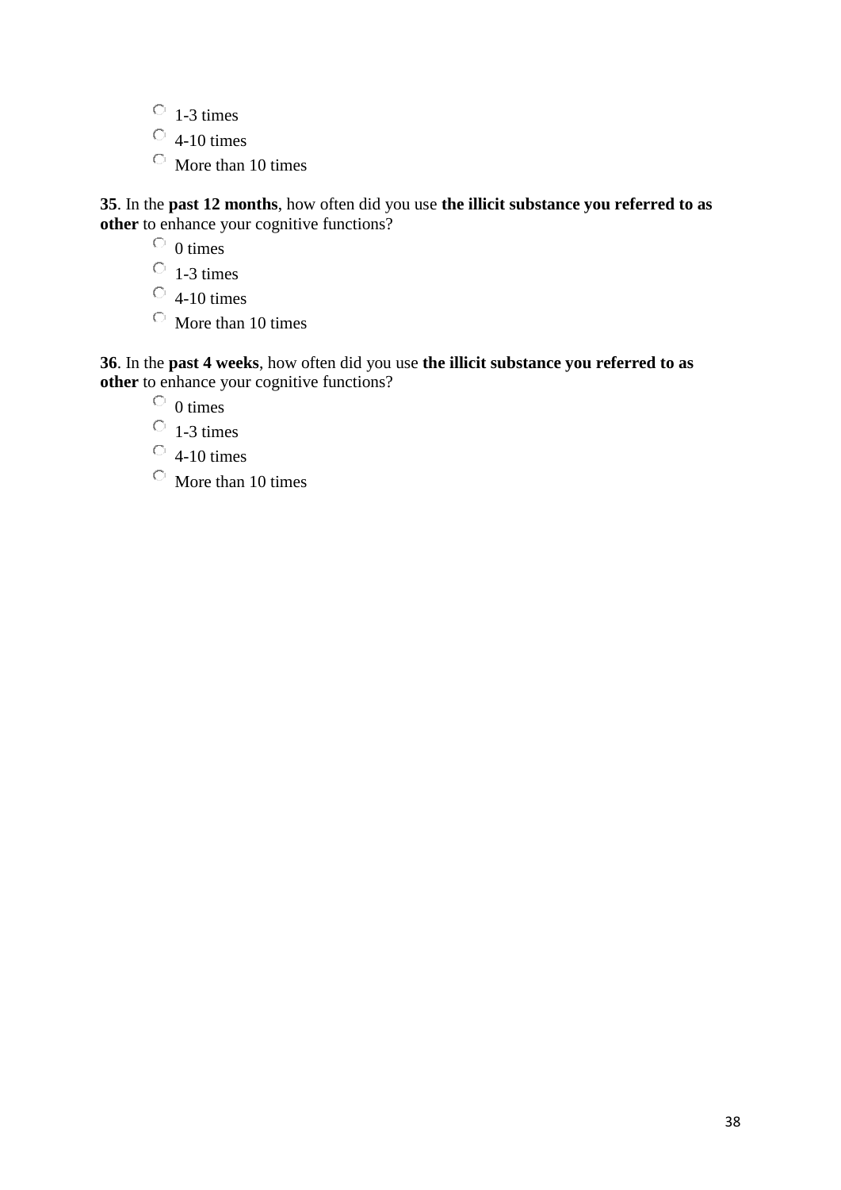- 1-3 times
- 4-10 times
- More than 10 times

**35**. In the **past 12 months**, how often did you use **the illicit substance you referred to as other** to enhance your cognitive functions?

- 0 times
- 1-3 times
- 4-10 times
- More than 10 times

**36**. In the **past 4 weeks**, how often did you use **the illicit substance you referred to as other** to enhance your cognitive functions?

- 0 times
- 1-3 times
- 4-10 times
- More than 10 times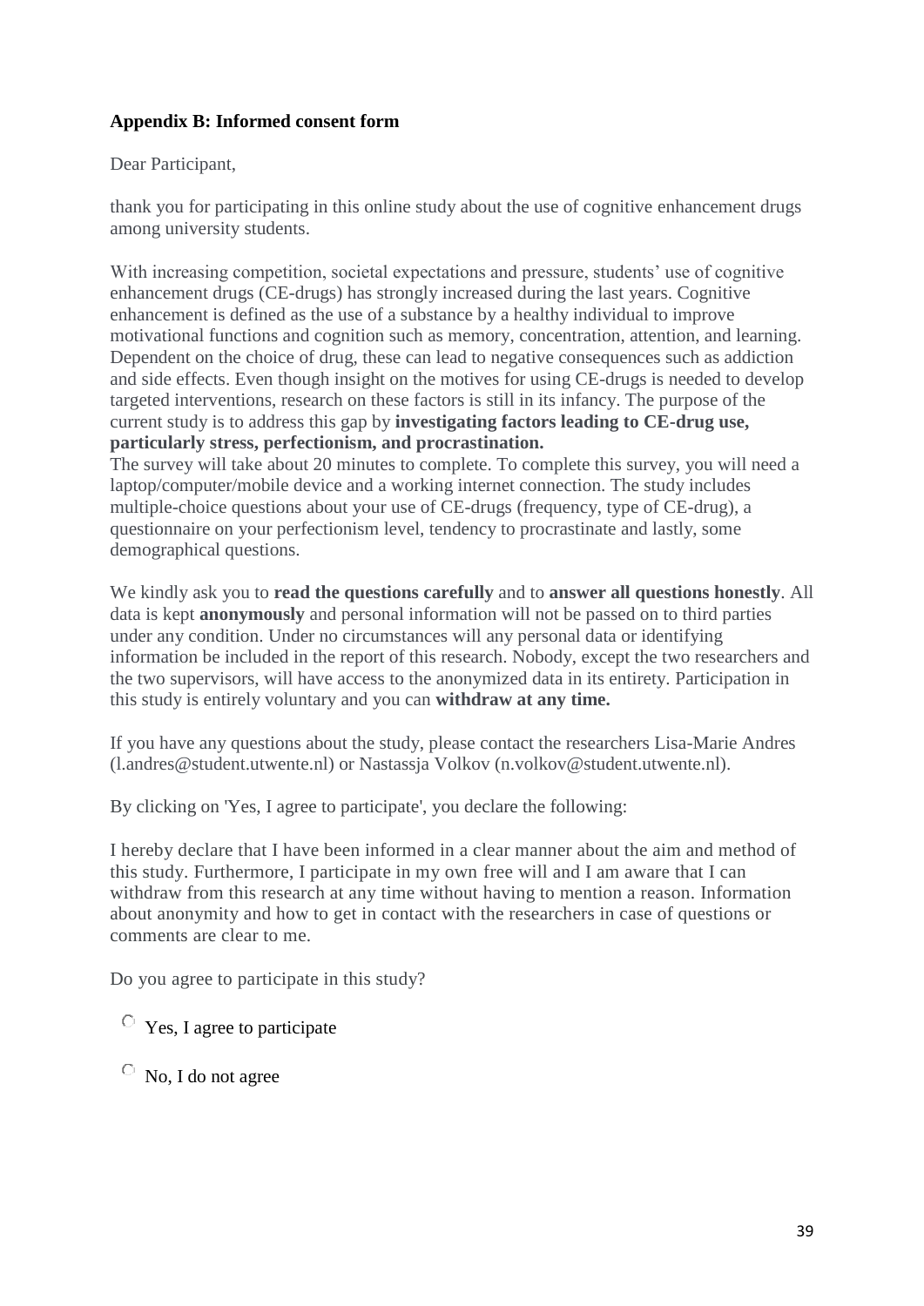**Appendix B: Informed consent form**

Dear Participant,

thank you for participating in this online study about the use of cognitive enhancement drugs among university students.

With increasing competition, societal expectations and pressure, students' use of cognitive enhancement drugs (CE-drugs) has strongly increased during the last years. Cognitive enhancement is defined as the use of a substance by a healthy individual to improve motivational functions and cognition such as memory, concentration, attention, and learning. Dependent on the choice of drug, these can lead to negative consequences such as addiction and side effects. Even though insight on the motives for using CE-drugs is needed to develop targeted interventions, research on these factors is still in its infancy. The purpose of the current study is to address this gap by **investigating factors leading to CE-drug use, particularly stress, perfectionism, and procrastination.**
The survey will take about 20 minutes to complete. To complete this survey, you will need a laptop/computer/mobile device and a working internet connection. The study includes multiple-choice questions about your use of CE-drugs (frequency, type of CE-drug), a questionnaire on your perfectionism level, tendency to procrastinate and lastly, some demographical questions.

We kindly ask you to **read the questions carefully** and to **answer all questions honestly**. All data is kept **anonymously** and personal information will not be passed on to third parties under any condition. Under no circumstances will any personal data or identifying information be included in the report of this research. Nobody, except the two researchers and the two supervisors, will have access to the anonymized data in its entirety. Participation in this study is entirely voluntary and you can **withdraw at any time.**

If you have any questions about the study, please contact the researchers Lisa-Marie Andres (l.andres@student.utwente.nl) or Nastassja Volkov (n.volkov@student.utwente.nl).

By clicking on 'Yes, I agree to participate', you declare the following:

I hereby declare that I have been informed in a clear manner about the aim and method of this study. Furthermore, I participate in my own free will and I am aware that I can withdraw from this research at any time without having to mention a reason. Information about anonymity and how to get in contact with the researchers in case of questions or comments are clear to me.

Do you agree to participate in this study?

- ○ Yes, I agree to participate
- ○ No, I do not agree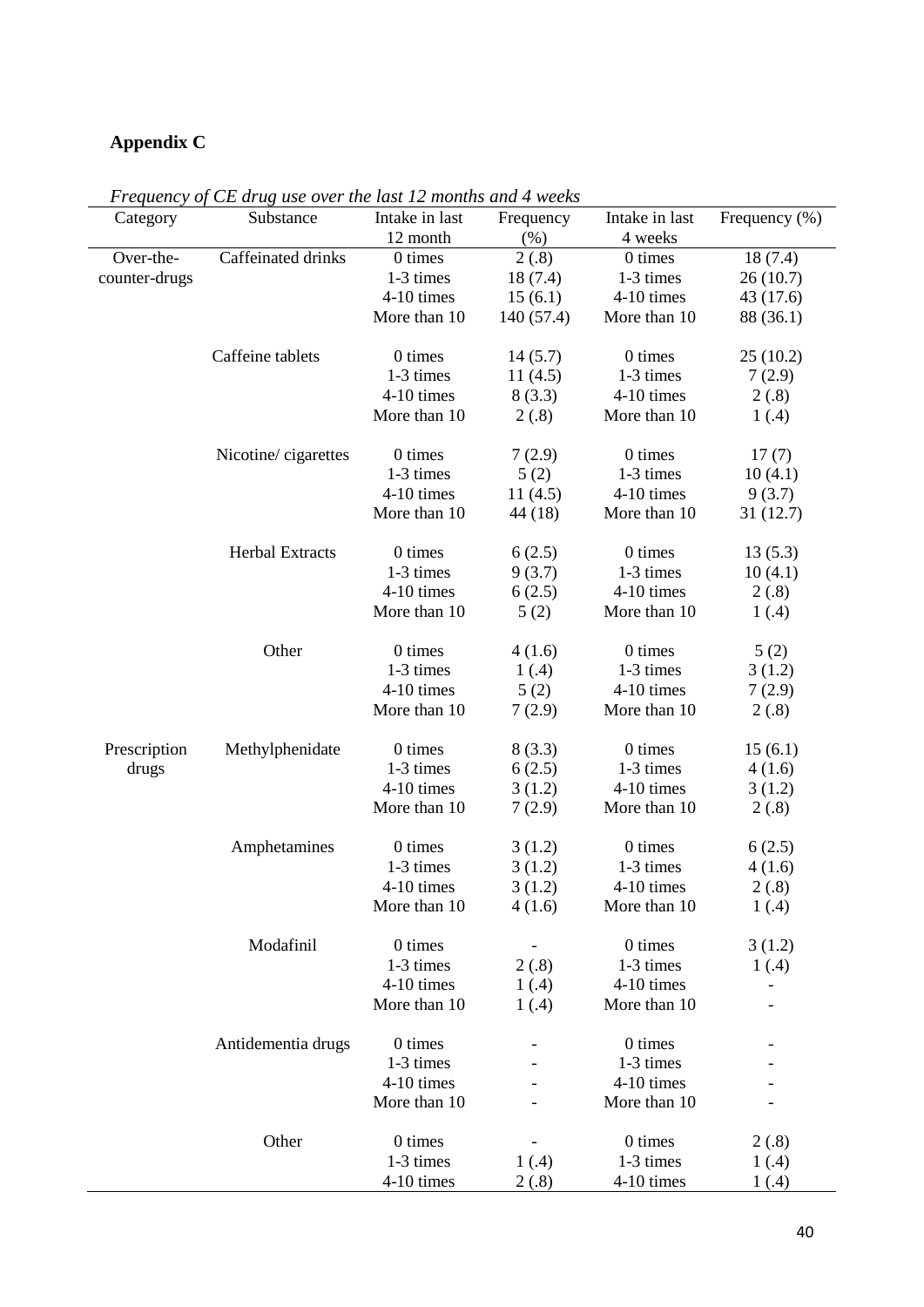## Appendix C

*Frequency of CE drug use over the last 12 months and 4 weeks*

| Category | Substance | Intake in last 12 month | Frequency (%) | Intake in last 4 weeks | Frequency (%) |
|---|---|---|---|---|---|
| Over-the-counter-drugs | Caffeinated drinks | 0 times | 2 (.8) | 0 times | 18 (7.4) |
| | | 1-3 times | 18 (7.4) | 1-3 times | 26 (10.7) |
| | | 4-10 times | 15 (6.1) | 4-10 times | 43 (17.6) |
| | | More than 10 | 140 (57.4) | More than 10 | 88 (36.1) |
| | Caffeine tablets | 0 times | 14 (5.7) | 0 times | 25 (10.2) |
| | | 1-3 times | 11 (4.5) | 1-3 times | 7 (2.9) |
| | | 4-10 times | 8 (3.3) | 4-10 times | 2 (.8) |
| | | More than 10 | 2 (.8) | More than 10 | 1 (.4) |
| | Nicotine/ cigarettes | 0 times | 7 (2.9) | 0 times | 17 (7) |
| | | 1-3 times | 5 (2) | 1-3 times | 10 (4.1) |
| | | 4-10 times | 11 (4.5) | 4-10 times | 9 (3.7) |
| | | More than 10 | 44 (18) | More than 10 | 31 (12.7) |
| | Herbal Extracts | 0 times | 6 (2.5) | 0 times | 13 (5.3) |
| | | 1-3 times | 9 (3.7) | 1-3 times | 10 (4.1) |
| | | 4-10 times | 6 (2.5) | 4-10 times | 2 (.8) |
| | | More than 10 | 5 (2) | More than 10 | 1 (.4) |
| | Other | 0 times | 4 (1.6) | 0 times | 5 (2) |
| | | 1-3 times | 1 (.4) | 1-3 times | 3 (1.2) |
| | | 4-10 times | 5 (2) | 4-10 times | 7 (2.9) |
| | | More than 10 | 7 (2.9) | More than 10 | 2 (.8) |
| Prescription drugs | Methylphenidate | 0 times | 8 (3.3) | 0 times | 15 (6.1) |
| | | 1-3 times | 6 (2.5) | 1-3 times | 4 (1.6) |
| | | 4-10 times | 3 (1.2) | 4-10 times | 3 (1.2) |
| | | More than 10 | 7 (2.9) | More than 10 | 2 (.8) |
| | Amphetamines | 0 times | 3 (1.2) | 0 times | 6 (2.5) |
| | | 1-3 times | 3 (1.2) | 1-3 times | 4 (1.6) |
| | | 4-10 times | 3 (1.2) | 4-10 times | 2 (.8) |
| | | More than 10 | 4 (1.6) | More than 10 | 1 (.4) |
| | Modafinil | 0 times | - | 0 times | 3 (1.2) |
| | | 1-3 times | 2 (.8) | 1-3 times | 1 (.4) |
| | | 4-10 times | 1 (.4) | 4-10 times | - |
| | | More than 10 | 1 (.4) | More than 10 | - |
| | Antidementia drugs | 0 times | - | 0 times | - |
| | | 1-3 times | - | 1-3 times | - |
| | | 4-10 times | - | 4-10 times | - |
| | | More than 10 | - | More than 10 | - |
| | Other | 0 times | - | 0 times | 2 (.8) |
| | | 1-3 times | 1 (.4) | 1-3 times | 1 (.4) |
| | | 4-10 times | 2 (.8) | 4-10 times | 1 (.4) |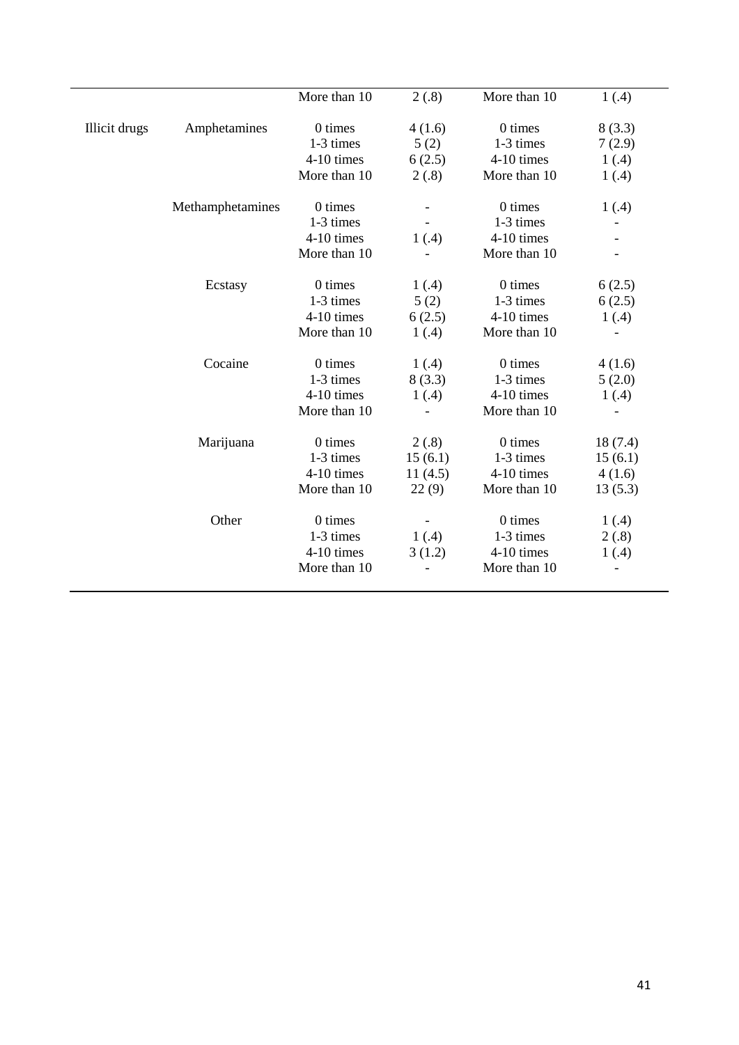| | | | | | |
|---|---|---|---|---|---|
| | | More than 10 | 2 (.8) | More than 10 | 1 (.4) |
| Illicit drugs | Amphetamines | 0 times | 4 (1.6) | 0 times | 8 (3.3) |
| | | 1-3 times | 5 (2) | 1-3 times | 7 (2.9) |
| | | 4-10 times | 6 (2.5) | 4-10 times | 1 (.4) |
| | | More than 10 | 2 (.8) | More than 10 | 1 (.4) |
| | Methamphetamines | 0 times | - | 0 times | 1 (.4) |
| | | 1-3 times | - | 1-3 times | - |
| | | 4-10 times | 1 (.4) | 4-10 times | - |
| | | More than 10 | - | More than 10 | - |
| | Ecstasy | 0 times | 1 (.4) | 0 times | 6 (2.5) |
| | | 1-3 times | 5 (2) | 1-3 times | 6 (2.5) |
| | | 4-10 times | 6 (2.5) | 4-10 times | 1 (.4) |
| | | More than 10 | 1 (.4) | More than 10 | - |
| | Cocaine | 0 times | 1 (.4) | 0 times | 4 (1.6) |
| | | 1-3 times | 8 (3.3) | 1-3 times | 5 (2.0) |
| | | 4-10 times | 1 (.4) | 4-10 times | 1 (.4) |
| | | More than 10 | - | More than 10 | - |
| | Marijuana | 0 times | 2 (.8) | 0 times | 18 (7.4) |
| | | 1-3 times | 15 (6.1) | 1-3 times | 15 (6.1) |
| | | 4-10 times | 11 (4.5) | 4-10 times | 4 (1.6) |
| | | More than 10 | 22 (9) | More than 10 | 13 (5.3) |
| | Other | 0 times | - | 0 times | 1 (.4) |
| | | 1-3 times | 1 (.4) | 1-3 times | 2 (.8) |
| | | 4-10 times | 3 (1.2) | 4-10 times | 1 (.4) |
| | | More than 10 | - | More than 10 | - |